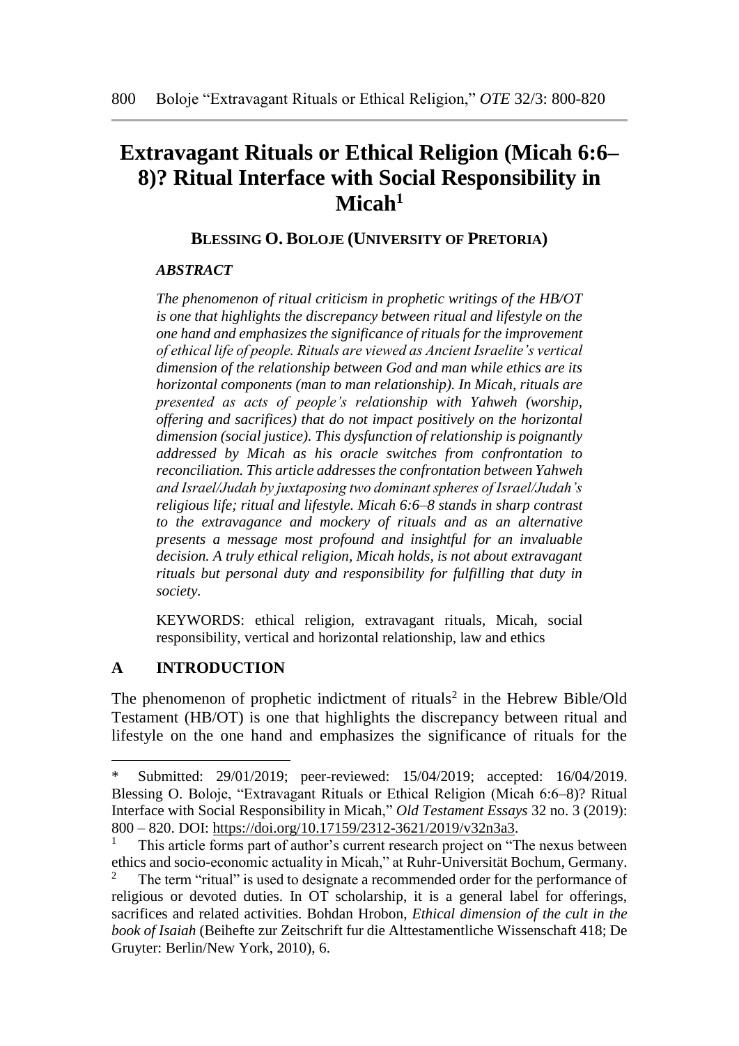# Extravagant Rituals or Ethical Religion (Micah 6:6–8)? Ritual Interface with Social Responsibility in Micah[1]

**BLESSING O. BOLOJE (UNIVERSITY OF PRETORIA)**

***ABSTRACT***

*The phenomenon of ritual criticism in prophetic writings of the HB/OT is one that highlights the discrepancy between ritual and lifestyle on the one hand and emphasizes the significance of rituals for the improvement of ethical life of people. Rituals are viewed as Ancient Israelite's vertical dimension of the relationship between God and man while ethics are its horizontal components (man to man relationship). In Micah, rituals are presented as acts of people's relationship with Yahweh (worship, offering and sacrifices) that do not impact positively on the horizontal dimension (social justice). This dysfunction of relationship is poignantly addressed by Micah as his oracle switches from confrontation to reconciliation. This article addresses the confrontation between Yahweh and Israel/Judah by juxtaposing two dominant spheres of Israel/Judah's religious life; ritual and lifestyle. Micah 6:6–8 stands in sharp contrast to the extravagance and mockery of rituals and as an alternative presents a message most profound and insightful for an invaluable decision. A truly ethical religion, Micah holds, is not about extravagant rituals but personal duty and responsibility for fulfilling that duty in society.*

KEYWORDS: ethical religion, extravagant rituals, Micah, social responsibility, vertical and horizontal relationship, law and ethics

## A INTRODUCTION

The phenomenon of prophetic indictment of rituals[2] in the Hebrew Bible/Old Testament (HB/OT) is one that highlights the discrepancy between ritual and lifestyle on the one hand and emphasizes the significance of rituals for the

---

\* Submitted: 29/01/2019; peer-reviewed: 15/04/2019; accepted: 16/04/2019. Blessing O. Boloje, "Extravagant Rituals or Ethical Religion (Micah 6:6–8)? Ritual Interface with Social Responsibility in Micah," *Old Testament Essays* 32 no. 3 (2019): 800 – 820. DOI: https://doi.org/10.17159/2312-3621/2019/v32n3a3.

[1] This article forms part of author's current research project on "The nexus between ethics and socio-economic actuality in Micah," at Ruhr-Universität Bochum, Germany.

[2] The term "ritual" is used to designate a recommended order for the performance of religious or devoted duties. In OT scholarship, it is a general label for offerings, sacrifices and related activities. Bohdan Hrobon, *Ethical dimension of the cult in the book of Isaiah* (Beihefte zur Zeitschrift fur die Alttestamentliche Wissenschaft 418; De Gruyter: Berlin/New York, 2010), 6.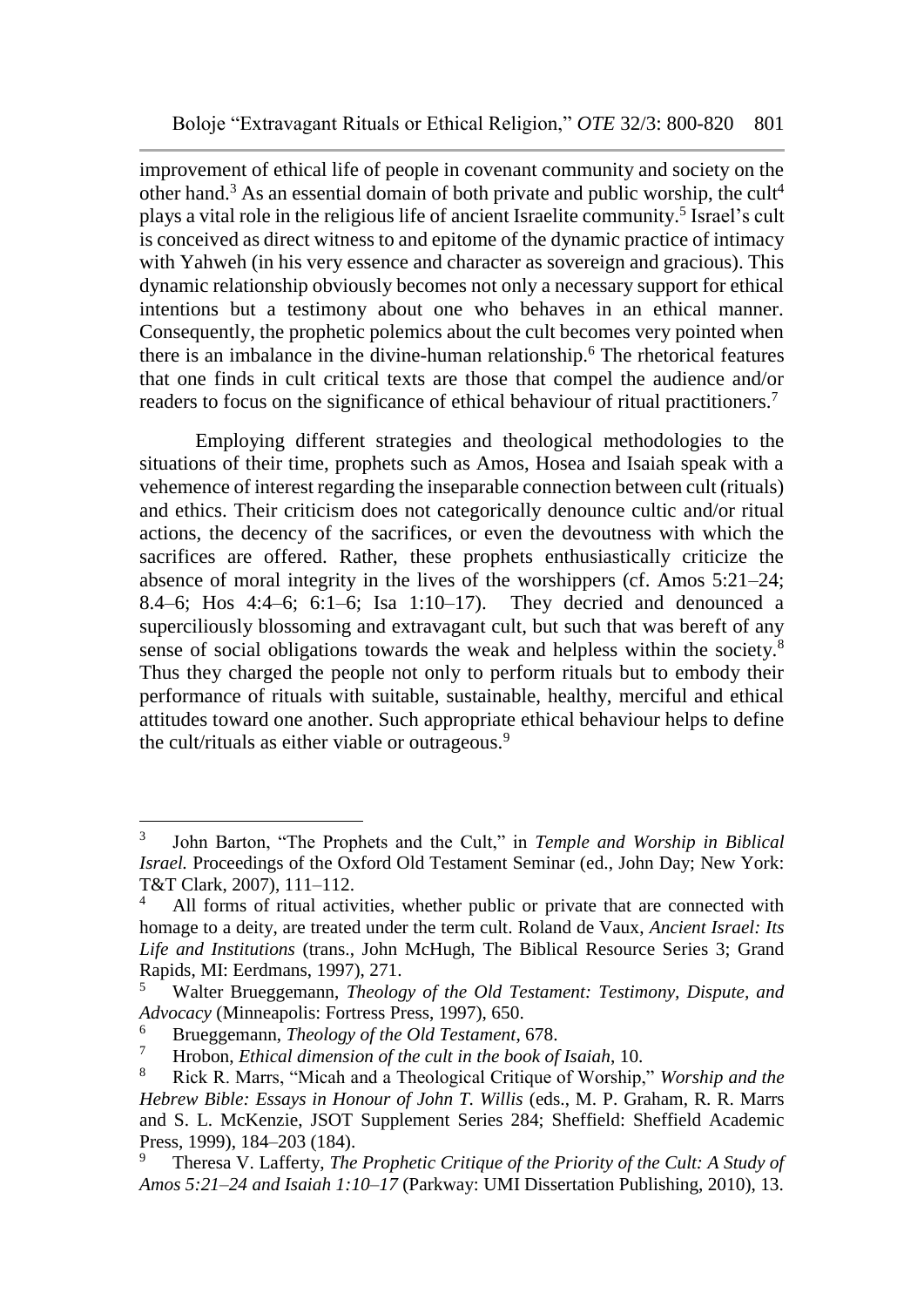improvement of ethical life of people in covenant community and society on the other hand.[3] As an essential domain of both private and public worship, the cult[4] plays a vital role in the religious life of ancient Israelite community.[5] Israel's cult is conceived as direct witness to and epitome of the dynamic practice of intimacy with Yahweh (in his very essence and character as sovereign and gracious). This dynamic relationship obviously becomes not only a necessary support for ethical intentions but a testimony about one who behaves in an ethical manner. Consequently, the prophetic polemics about the cult becomes very pointed when there is an imbalance in the divine-human relationship.[6] The rhetorical features that one finds in cult critical texts are those that compel the audience and/or readers to focus on the significance of ethical behaviour of ritual practitioners.[7]

Employing different strategies and theological methodologies to the situations of their time, prophets such as Amos, Hosea and Isaiah speak with a vehemence of interest regarding the inseparable connection between cult (rituals) and ethics. Their criticism does not categorically denounce cultic and/or ritual actions, the decency of the sacrifices, or even the devoutness with which the sacrifices are offered. Rather, these prophets enthusiastically criticize the absence of moral integrity in the lives of the worshippers (cf. Amos 5:21–24; 8.4–6; Hos 4:4–6; 6:1–6; Isa 1:10–17). They decried and denounced a superciliously blossoming and extravagant cult, but such that was bereft of any sense of social obligations towards the weak and helpless within the society.[8] Thus they charged the people not only to perform rituals but to embody their performance of rituals with suitable, sustainable, healthy, merciful and ethical attitudes toward one another. Such appropriate ethical behaviour helps to define the cult/rituals as either viable or outrageous.[9]

---

[3] John Barton, "The Prophets and the Cult," in *Temple and Worship in Biblical Israel.* Proceedings of the Oxford Old Testament Seminar (ed., John Day; New York: T&T Clark, 2007), 111–112.

[4] All forms of ritual activities, whether public or private that are connected with homage to a deity, are treated under the term cult. Roland de Vaux, *Ancient Israel: Its Life and Institutions* (trans., John McHugh, The Biblical Resource Series 3; Grand Rapids, MI: Eerdmans, 1997), 271.

[5] Walter Brueggemann, *Theology of the Old Testament: Testimony, Dispute, and Advocacy* (Minneapolis: Fortress Press, 1997), 650.

[6] Brueggemann, *Theology of the Old Testament*, 678.

[7] Hrobon, *Ethical dimension of the cult in the book of Isaiah*, 10.

[8] Rick R. Marrs, "Micah and a Theological Critique of Worship," *Worship and the Hebrew Bible: Essays in Honour of John T. Willis* (eds., M. P. Graham, R. R. Marrs and S. L. McKenzie, JSOT Supplement Series 284; Sheffield: Sheffield Academic Press, 1999), 184–203 (184).

[9] Theresa V. Lafferty, *The Prophetic Critique of the Priority of the Cult: A Study of Amos 5:21–24 and Isaiah 1:10–17* (Parkway: UMI Dissertation Publishing, 2010), 13.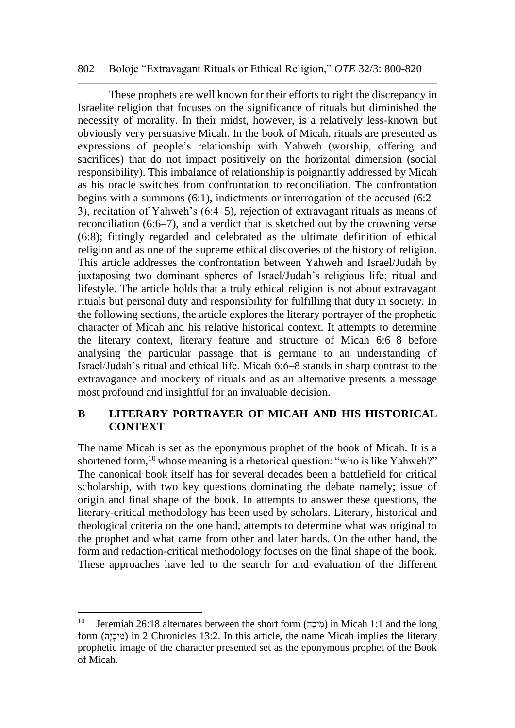These prophets are well known for their efforts to right the discrepancy in Israelite religion that focuses on the significance of rituals but diminished the necessity of morality. In their midst, however, is a relatively less-known but obviously very persuasive Micah. In the book of Micah, rituals are presented as expressions of people's relationship with Yahweh (worship, offering and sacrifices) that do not impact positively on the horizontal dimension (social responsibility). This imbalance of relationship is poignantly addressed by Micah as his oracle switches from confrontation to reconciliation. The confrontation begins with a summons (6:1), indictments or interrogation of the accused (6:2–3), recitation of Yahweh's (6:4–5), rejection of extravagant rituals as means of reconciliation (6:6–7), and a verdict that is sketched out by the crowning verse (6:8); fittingly regarded and celebrated as the ultimate definition of ethical religion and as one of the supreme ethical discoveries of the history of religion. This article addresses the confrontation between Yahweh and Israel/Judah by juxtaposing two dominant spheres of Israel/Judah's religious life; ritual and lifestyle. The article holds that a truly ethical religion is not about extravagant rituals but personal duty and responsibility for fulfilling that duty in society. In the following sections, the article explores the literary portrayer of the prophetic character of Micah and his relative historical context. It attempts to determine the literary context, literary feature and structure of Micah 6:6–8 before analysing the particular passage that is germane to an understanding of Israel/Judah's ritual and ethical life. Micah 6:6–8 stands in sharp contrast to the extravagance and mockery of rituals and as an alternative presents a message most profound and insightful for an invaluable decision.

## B LITERARY PORTRAYER OF MICAH AND HIS HISTORICAL CONTEXT

The name Micah is set as the eponymous prophet of the book of Micah. It is a shortened form,[10] whose meaning is a rhetorical question: "who is like Yahweh?" The canonical book itself has for several decades been a battlefield for critical scholarship, with two key questions dominating the debate namely; issue of origin and final shape of the book. In attempts to answer these questions, the literary-critical methodology has been used by scholars. Literary, historical and theological criteria on the one hand, attempts to determine what was original to the prophet and what came from other and later hands. On the other hand, the form and redaction-critical methodology focuses on the final shape of the book. These approaches have led to the search for and evaluation of the different

---

[10] Jeremiah 26:18 alternates between the short form (מִיכָה) in Micah 1:1 and the long form (מִיכָיָה) in 2 Chronicles 13:2. In this article, the name Micah implies the literary prophetic image of the character presented set as the eponymous prophet of the Book of Micah.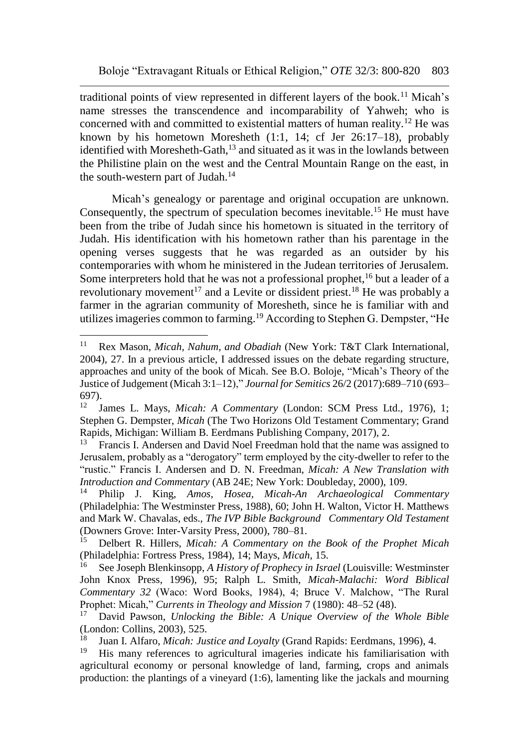traditional points of view represented in different layers of the book.[11] Micah's name stresses the transcendence and incomparability of Yahweh; who is concerned with and committed to existential matters of human reality.[12] He was known by his hometown Moresheth (1:1, 14; cf Jer 26:17–18), probably identified with Moresheth-Gath,[13] and situated as it was in the lowlands between the Philistine plain on the west and the Central Mountain Range on the east, in the south-western part of Judah.[14]

Micah's genealogy or parentage and original occupation are unknown. Consequently, the spectrum of speculation becomes inevitable.[15] He must have been from the tribe of Judah since his hometown is situated in the territory of Judah. His identification with his hometown rather than his parentage in the opening verses suggests that he was regarded as an outsider by his contemporaries with whom he ministered in the Judean territories of Jerusalem. Some interpreters hold that he was not a professional prophet,[16] but a leader of a revolutionary movement[17] and a Levite or dissident priest.[18] He was probably a farmer in the agrarian community of Moresheth, since he is familiar with and utilizes imageries common to farming.[19] According to Stephen G. Dempster, "He

---

[11] Rex Mason, *Micah, Nahum, and Obadiah* (New York: T&T Clark International, 2004), 27. In a previous article, I addressed issues on the debate regarding structure, approaches and unity of the book of Micah. See B.O. Boloje, "Micah's Theory of the Justice of Judgement (Micah 3:1–12)," *Journal for Semitics* 26/2 (2017):689–710 (693–697).

[12] James L. Mays, *Micah: A Commentary* (London: SCM Press Ltd., 1976), 1; Stephen G. Dempster, *Micah* (The Two Horizons Old Testament Commentary; Grand Rapids, Michigan: William B. Eerdmans Publishing Company, 2017), 2.

[13] Francis I. Andersen and David Noel Freedman hold that the name was assigned to Jerusalem, probably as a "derogatory" term employed by the city-dweller to refer to the "rustic." Francis I. Andersen and D. N. Freedman, *Micah: A New Translation with Introduction and Commentary* (AB 24E; New York: Doubleday, 2000), 109.

[14] Philip J. King, *Amos, Hosea, Micah-An Archaeological Commentary* (Philadelphia: The Westminster Press, 1988), 60; John H. Walton, Victor H. Matthews and Mark W. Chavalas, eds., *The IVP Bible Background Commentary Old Testament* (Downers Grove: Inter-Varsity Press, 2000), 780–81.

[15] Delbert R. Hillers, *Micah: A Commentary on the Book of the Prophet Micah* (Philadelphia: Fortress Press, 1984), 14; Mays, *Micah*, 15.

[16] See Joseph Blenkinsopp, *A History of Prophecy in Israel* (Louisville: Westminster John Knox Press, 1996), 95; Ralph L. Smith, *Micah-Malachi: Word Biblical Commentary 32* (Waco: Word Books, 1984), 4; Bruce V. Malchow, "The Rural Prophet: Micah," *Currents in Theology and Mission* 7 (1980): 48–52 (48).

[17] David Pawson, *Unlocking the Bible: A Unique Overview of the Whole Bible* (London: Collins, 2003), 525.

[18] Juan I. Alfaro, *Micah: Justice and Loyalty* (Grand Rapids: Eerdmans, 1996), 4.

[19] His many references to agricultural imageries indicate his familiarisation with agricultural economy or personal knowledge of land, farming, crops and animals production: the plantings of a vineyard (1:6), lamenting like the jackals and mourning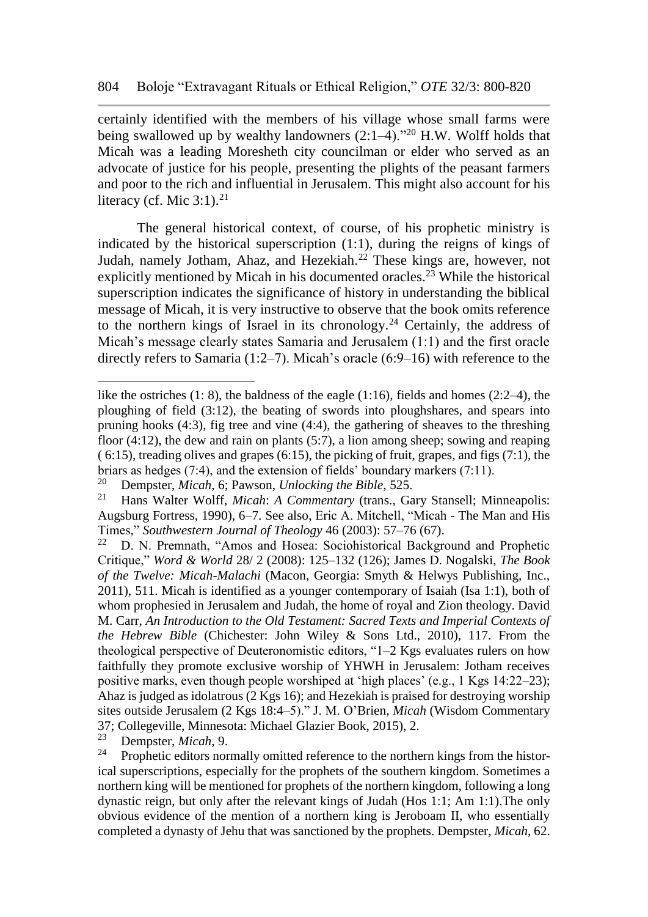certainly identified with the members of his village whose small farms were being swallowed up by wealthy landowners (2:1–4)."[20] H.W. Wolff holds that Micah was a leading Moresheth city councilman or elder who served as an advocate of justice for his people, presenting the plights of the peasant farmers and poor to the rich and influential in Jerusalem. This might also account for his literacy (cf. Mic 3:1).[21]

The general historical context, of course, of his prophetic ministry is indicated by the historical superscription (1:1), during the reigns of kings of Judah, namely Jotham, Ahaz, and Hezekiah.[22] These kings are, however, not explicitly mentioned by Micah in his documented oracles.[23] While the historical superscription indicates the significance of history in understanding the biblical message of Micah, it is very instructive to observe that the book omits reference to the northern kings of Israel in its chronology.[24] Certainly, the address of Micah's message clearly states Samaria and Jerusalem (1:1) and the first oracle directly refers to Samaria (1:2–7). Micah's oracle (6:9–16) with reference to the

---

like the ostriches (1: 8), the baldness of the eagle (1:16), fields and homes (2:2–4), the ploughing of field (3:12), the beating of swords into ploughshares, and spears into pruning hooks (4:3), fig tree and vine (4:4), the gathering of sheaves to the threshing floor (4:12), the dew and rain on plants (5:7), a lion among sheep; sowing and reaping ( 6:15), treading olives and grapes (6:15), the picking of fruit, grapes, and figs (7:1), the briars as hedges (7:4), and the extension of fields' boundary markers (7:11).

[20] Dempster, *Micah*, 6; Pawson, *Unlocking the Bible*, 525.

[21] Hans Walter Wolff, *Micah*: *A Commentary* (trans., Gary Stansell; Minneapolis: Augsburg Fortress, 1990), 6–7. See also, Eric A. Mitchell, "Micah - The Man and His Times," *Southwestern Journal of Theology* 46 (2003): 57–76 (67).

[22] D. N. Premnath, "Amos and Hosea: Sociohistorical Background and Prophetic Critique," *Word & World* 28/ 2 (2008): 125–132 (126); James D. Nogalski, *The Book of the Twelve: Micah-Malachi* (Macon, Georgia: Smyth & Helwys Publishing, Inc., 2011), 511. Micah is identified as a younger contemporary of Isaiah (Isa 1:1), both of whom prophesied in Jerusalem and Judah, the home of royal and Zion theology. David M. Carr, *An Introduction to the Old Testament: Sacred Texts and Imperial Contexts of the Hebrew Bible* (Chichester: John Wiley & Sons Ltd., 2010), 117. From the theological perspective of Deuteronomistic editors, "1–2 Kgs evaluates rulers on how faithfully they promote exclusive worship of YHWH in Jerusalem: Jotham receives positive marks, even though people worshiped at 'high places' (e.g., 1 Kgs 14:22–23); Ahaz is judged as idolatrous (2 Kgs 16); and Hezekiah is praised for destroying worship sites outside Jerusalem (2 Kgs 18:4–5)." J. M. O'Brien, *Micah* (Wisdom Commentary 37; Collegeville, Minnesota: Michael Glazier Book, 2015), 2.

[23] Dempster, *Micah*, 9.

[24] Prophetic editors normally omitted reference to the northern kings from the historical superscriptions, especially for the prophets of the southern kingdom. Sometimes a northern king will be mentioned for prophets of the northern kingdom, following a long dynastic reign, but only after the relevant kings of Judah (Hos 1:1; Am 1:1).The only obvious evidence of the mention of a northern king is Jeroboam II, who essentially completed a dynasty of Jehu that was sanctioned by the prophets. Dempster, *Micah*, 62.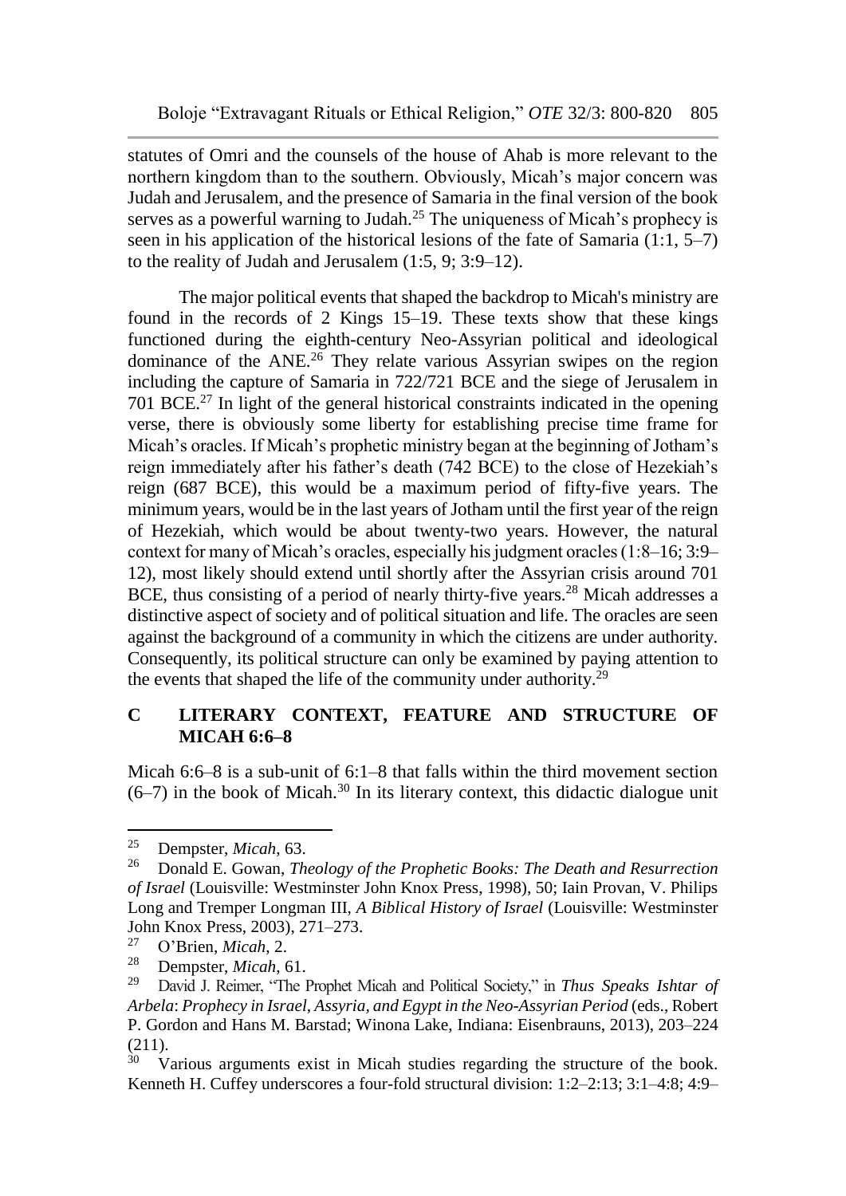statutes of Omri and the counsels of the house of Ahab is more relevant to the northern kingdom than to the southern. Obviously, Micah's major concern was Judah and Jerusalem, and the presence of Samaria in the final version of the book serves as a powerful warning to Judah.[25] The uniqueness of Micah's prophecy is seen in his application of the historical lesions of the fate of Samaria (1:1, 5–7) to the reality of Judah and Jerusalem (1:5, 9; 3:9–12).

The major political events that shaped the backdrop to Micah's ministry are found in the records of 2 Kings 15–19. These texts show that these kings functioned during the eighth-century Neo-Assyrian political and ideological dominance of the ANE.[26] They relate various Assyrian swipes on the region including the capture of Samaria in 722/721 BCE and the siege of Jerusalem in 701 BCE.[27] In light of the general historical constraints indicated in the opening verse, there is obviously some liberty for establishing precise time frame for Micah's oracles. If Micah's prophetic ministry began at the beginning of Jotham's reign immediately after his father's death (742 BCE) to the close of Hezekiah's reign (687 BCE), this would be a maximum period of fifty-five years. The minimum years, would be in the last years of Jotham until the first year of the reign of Hezekiah, which would be about twenty-two years. However, the natural context for many of Micah's oracles, especially his judgment oracles (1:8–16; 3:9–12), most likely should extend until shortly after the Assyrian crisis around 701 BCE, thus consisting of a period of nearly thirty-five years.[28] Micah addresses a distinctive aspect of society and of political situation and life. The oracles are seen against the background of a community in which the citizens are under authority. Consequently, its political structure can only be examined by paying attention to the events that shaped the life of the community under authority.[29]

## C LITERARY CONTEXT, FEATURE AND STRUCTURE OF MICAH 6:6–8

Micah 6:6–8 is a sub-unit of 6:1–8 that falls within the third movement section (6–7) in the book of Micah.[30] In its literary context, this didactic dialogue unit

---

[25] Dempster, *Micah*, 63.

[26] Donald E. Gowan, *Theology of the Prophetic Books: The Death and Resurrection of Israel* (Louisville: Westminster John Knox Press, 1998), 50; Iain Provan, V. Philips Long and Tremper Longman III, *A Biblical History of Israel* (Louisville: Westminster John Knox Press, 2003), 271–273.

[27] O'Brien, *Micah*, 2.

[28] Dempster, *Micah*, 61.

[29] David J. Reimer, "The Prophet Micah and Political Society," in *Thus Speaks Ishtar of Arbela*: *Prophecy in Israel, Assyria, and Egypt in the Neo-Assyrian Period* (eds., Robert P. Gordon and Hans M. Barstad; Winona Lake, Indiana: Eisenbrauns, 2013), 203–224 (211).

[30] Various arguments exist in Micah studies regarding the structure of the book. Kenneth H. Cuffey underscores a four-fold structural division: 1:2–2:13; 3:1–4:8; 4:9–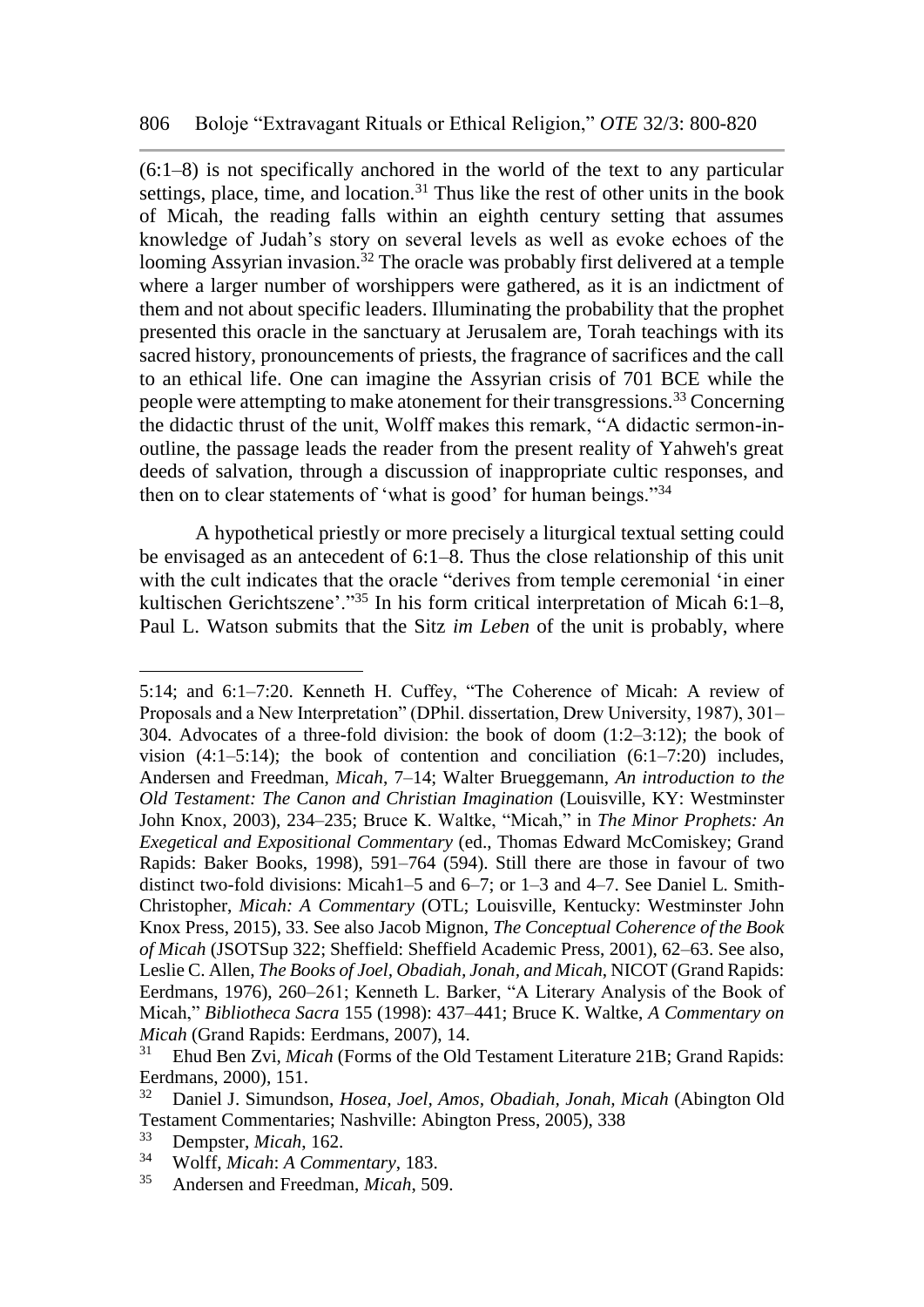(6:1–8) is not specifically anchored in the world of the text to any particular settings, place, time, and location.[31] Thus like the rest of other units in the book of Micah, the reading falls within an eighth century setting that assumes knowledge of Judah's story on several levels as well as evoke echoes of the looming Assyrian invasion.[32] The oracle was probably first delivered at a temple where a larger number of worshippers were gathered, as it is an indictment of them and not about specific leaders. Illuminating the probability that the prophet presented this oracle in the sanctuary at Jerusalem are, Torah teachings with its sacred history, pronouncements of priests, the fragrance of sacrifices and the call to an ethical life. One can imagine the Assyrian crisis of 701 BCE while the people were attempting to make atonement for their transgressions.[33] Concerning the didactic thrust of the unit, Wolff makes this remark, "A didactic sermon-in-outline, the passage leads the reader from the present reality of Yahweh's great deeds of salvation, through a discussion of inappropriate cultic responses, and then on to clear statements of 'what is good' for human beings."[34]

A hypothetical priestly or more precisely a liturgical textual setting could be envisaged as an antecedent of 6:1–8. Thus the close relationship of this unit with the cult indicates that the oracle "derives from temple ceremonial 'in einer kultischen Gerichtszene'."[35] In his form critical interpretation of Micah 6:1–8, Paul L. Watson submits that the Sitz *im Leben* of the unit is probably, where

---

5:14; and 6:1–7:20. Kenneth H. Cuffey, "The Coherence of Micah: A review of Proposals and a New Interpretation" (DPhil. dissertation, Drew University, 1987), 301–304. Advocates of a three-fold division: the book of doom (1:2–3:12); the book of vision (4:1–5:14); the book of contention and conciliation (6:1–7:20) includes, Andersen and Freedman, *Micah*, 7–14; Walter Brueggemann, *An introduction to the Old Testament: The Canon and Christian Imagination* (Louisville, KY: Westminster John Knox, 2003), 234–235; Bruce K. Waltke, "Micah," in *The Minor Prophets: An Exegetical and Expositional Commentary* (ed., Thomas Edward McComiskey; Grand Rapids: Baker Books, 1998), 591–764 (594). Still there are those in favour of two distinct two-fold divisions: Micah1–5 and 6–7; or 1–3 and 4–7. See Daniel L. Smith-Christopher, *Micah: A Commentary* (OTL; Louisville, Kentucky: Westminster John Knox Press, 2015), 33. See also Jacob Mignon, *The Conceptual Coherence of the Book of Micah* (JSOTSup 322; Sheffield: Sheffield Academic Press, 2001), 62–63. See also, Leslie C. Allen, *The Books of Joel, Obadiah, Jonah, and Micah*, NICOT (Grand Rapids: Eerdmans, 1976), 260–261; Kenneth L. Barker, "A Literary Analysis of the Book of Micah," *Bibliotheca Sacra* 155 (1998): 437–441; Bruce K. Waltke, *A Commentary on Micah* (Grand Rapids: Eerdmans, 2007), 14.

[31] Ehud Ben Zvi, *Micah* (Forms of the Old Testament Literature 21B; Grand Rapids: Eerdmans, 2000), 151.

[32] Daniel J. Simundson, *Hosea, Joel, Amos, Obadiah, Jonah, Micah* (Abington Old Testament Commentaries; Nashville: Abington Press, 2005), 338

[33] Dempster, *Micah*, 162.

[34] Wolff, *Micah*: *A Commentary*, 183.

[35] Andersen and Freedman, *Micah*, 509.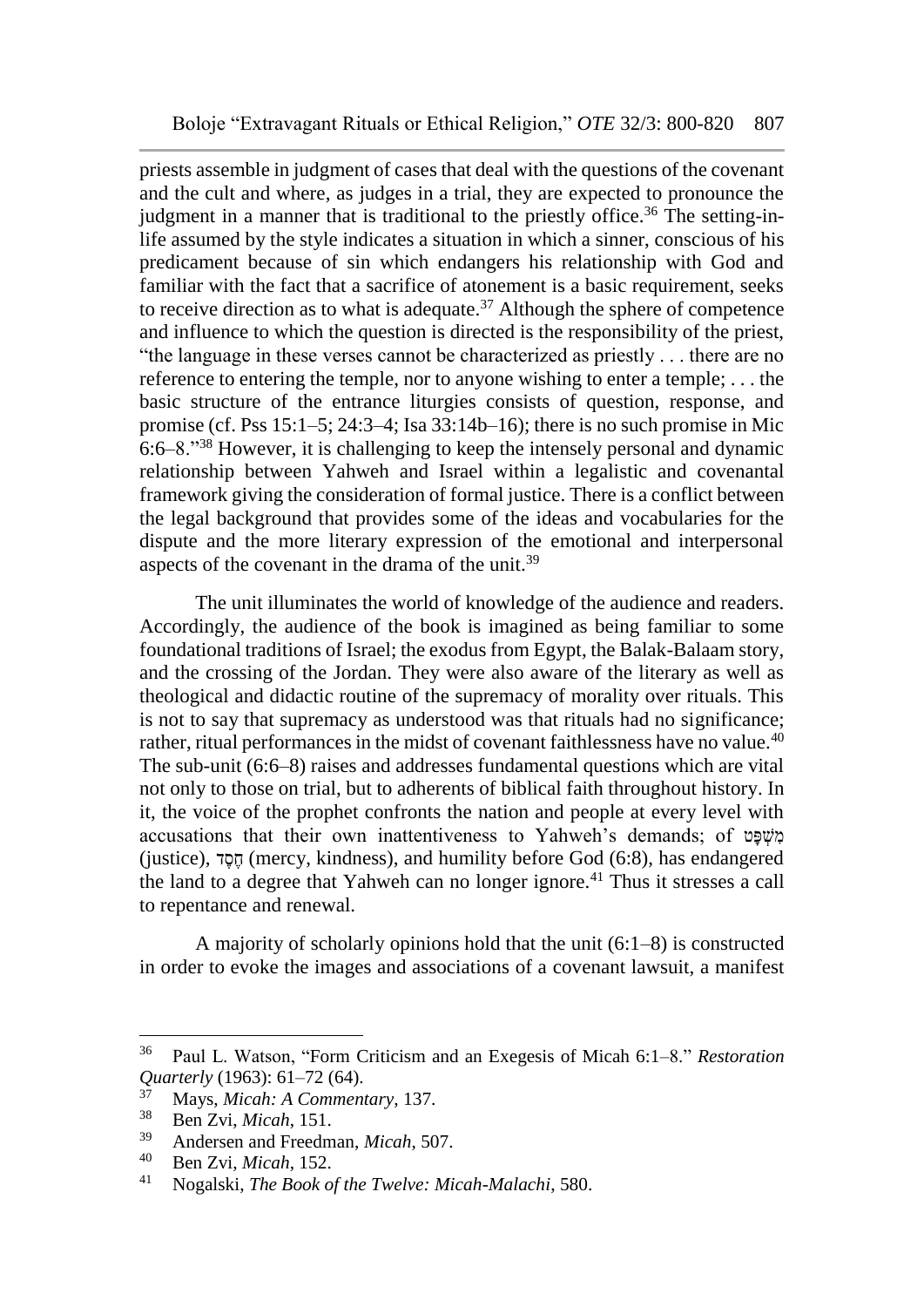priests assemble in judgment of cases that deal with the questions of the covenant and the cult and where, as judges in a trial, they are expected to pronounce the judgment in a manner that is traditional to the priestly office.[36] The setting-in-life assumed by the style indicates a situation in which a sinner, conscious of his predicament because of sin which endangers his relationship with God and familiar with the fact that a sacrifice of atonement is a basic requirement, seeks to receive direction as to what is adequate.[37] Although the sphere of competence and influence to which the question is directed is the responsibility of the priest, "the language in these verses cannot be characterized as priestly . . . there are no reference to entering the temple, nor to anyone wishing to enter a temple; . . . the basic structure of the entrance liturgies consists of question, response, and promise (cf. Pss 15:1–5; 24:3–4; Isa 33:14b–16); there is no such promise in Mic 6:6–8."[38] However, it is challenging to keep the intensely personal and dynamic relationship between Yahweh and Israel within a legalistic and covenantal framework giving the consideration of formal justice. There is a conflict between the legal background that provides some of the ideas and vocabularies for the dispute and the more literary expression of the emotional and interpersonal aspects of the covenant in the drama of the unit.[39]

The unit illuminates the world of knowledge of the audience and readers. Accordingly, the audience of the book is imagined as being familiar to some foundational traditions of Israel; the exodus from Egypt, the Balak-Balaam story, and the crossing of the Jordan. They were also aware of the literary as well as theological and didactic routine of the supremacy of morality over rituals. This is not to say that supremacy as understood was that rituals had no significance; rather, ritual performances in the midst of covenant faithlessness have no value.[40] The sub-unit (6:6–8) raises and addresses fundamental questions which are vital not only to those on trial, but to adherents of biblical faith throughout history. In it, the voice of the prophet confronts the nation and people at every level with accusations that their own inattentiveness to Yahweh's demands; of מִשְׁפָּט (justice), חֶסֶד (mercy, kindness), and humility before God (6:8), has endangered the land to a degree that Yahweh can no longer ignore.[41] Thus it stresses a call to repentance and renewal.

A majority of scholarly opinions hold that the unit (6:1–8) is constructed in order to evoke the images and associations of a covenant lawsuit, a manifest

---

[36] Paul L. Watson, "Form Criticism and an Exegesis of Micah 6:1–8." *Restoration Quarterly* (1963): 61–72 (64).

[37] Mays, *Micah: A Commentary*, 137.

[38] Ben Zvi, *Micah*, 151.

[39] Andersen and Freedman, *Micah*, 507.

[40] Ben Zvi, *Micah*, 152.

[41] Nogalski, *The Book of the Twelve: Micah-Malachi*, 580.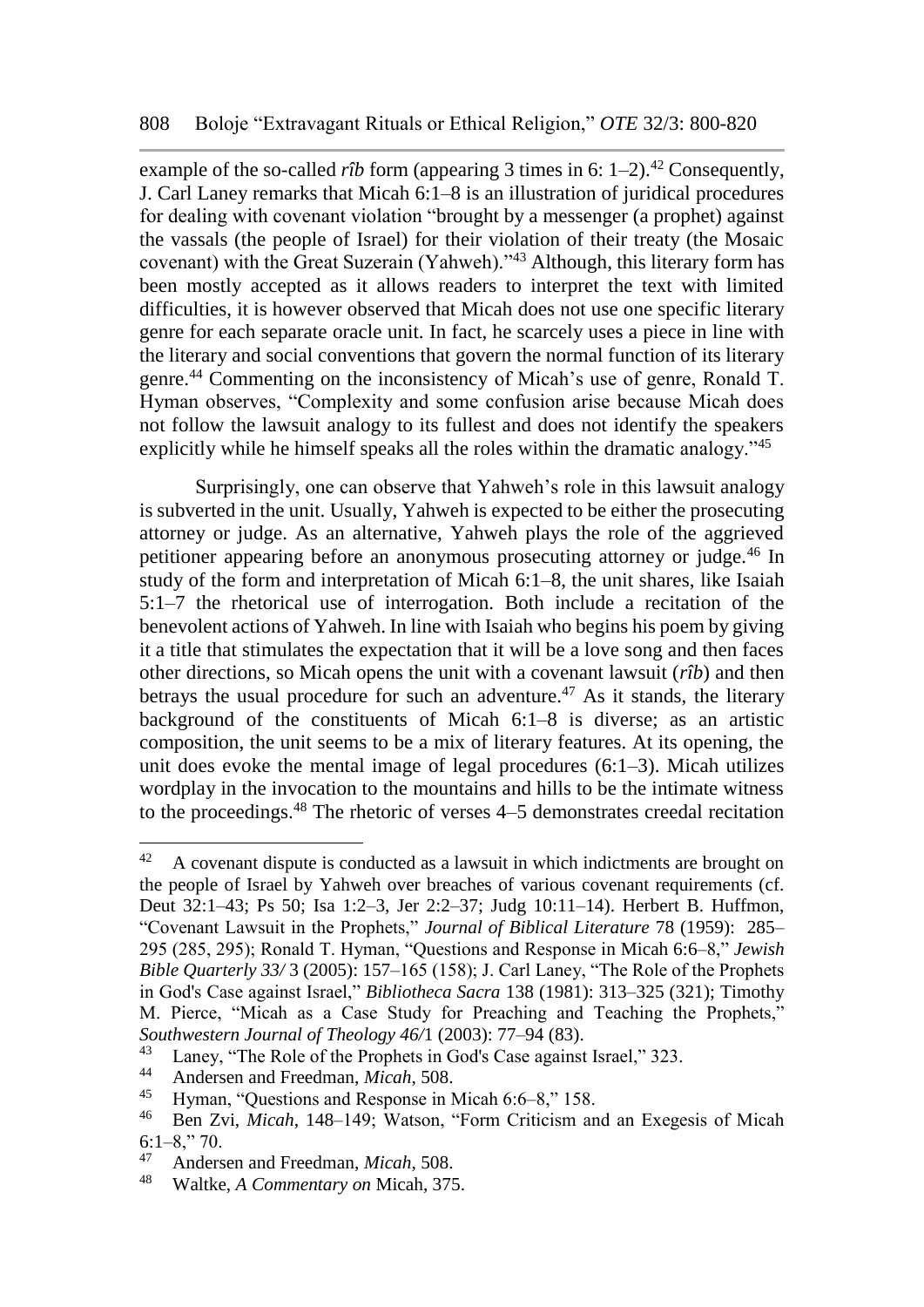example of the so-called *rîb* form (appearing 3 times in 6: 1–2).[42] Consequently, J. Carl Laney remarks that Micah 6:1–8 is an illustration of juridical procedures for dealing with covenant violation "brought by a messenger (a prophet) against the vassals (the people of Israel) for their violation of their treaty (the Mosaic covenant) with the Great Suzerain (Yahweh)."[43] Although, this literary form has been mostly accepted as it allows readers to interpret the text with limited difficulties, it is however observed that Micah does not use one specific literary genre for each separate oracle unit. In fact, he scarcely uses a piece in line with the literary and social conventions that govern the normal function of its literary genre.[44] Commenting on the inconsistency of Micah's use of genre, Ronald T. Hyman observes, "Complexity and some confusion arise because Micah does not follow the lawsuit analogy to its fullest and does not identify the speakers explicitly while he himself speaks all the roles within the dramatic analogy."[45]

Surprisingly, one can observe that Yahweh's role in this lawsuit analogy is subverted in the unit. Usually, Yahweh is expected to be either the prosecuting attorney or judge. As an alternative, Yahweh plays the role of the aggrieved petitioner appearing before an anonymous prosecuting attorney or judge.[46] In study of the form and interpretation of Micah 6:1–8, the unit shares, like Isaiah 5:1–7 the rhetorical use of interrogation. Both include a recitation of the benevolent actions of Yahweh. In line with Isaiah who begins his poem by giving it a title that stimulates the expectation that it will be a love song and then faces other directions, so Micah opens the unit with a covenant lawsuit (*rîb*) and then betrays the usual procedure for such an adventure.[47] As it stands, the literary background of the constituents of Micah 6:1–8 is diverse; as an artistic composition, the unit seems to be a mix of literary features. At its opening, the unit does evoke the mental image of legal procedures (6:1–3). Micah utilizes wordplay in the invocation to the mountains and hills to be the intimate witness to the proceedings.[48] The rhetoric of verses 4–5 demonstrates creedal recitation

---

[42] A covenant dispute is conducted as a lawsuit in which indictments are brought on the people of Israel by Yahweh over breaches of various covenant requirements (cf. Deut 32:1–43; Ps 50; Isa 1:2–3, Jer 2:2–37; Judg 10:11–14). Herbert B. Huffmon, "Covenant Lawsuit in the Prophets," *Journal of Biblical Literature* 78 (1959): 285–295 (285, 295); Ronald T. Hyman, "Questions and Response in Micah 6:6–8," *Jewish Bible Quarterly 33/* 3 (2005): 157–165 (158); J. Carl Laney, "The Role of the Prophets in God's Case against Israel," *Bibliotheca Sacra* 138 (1981): 313–325 (321); Timothy M. Pierce, "Micah as a Case Study for Preaching and Teaching the Prophets," *Southwestern Journal of Theology 46/*1 (2003): 77–94 (83).

[43] Laney, "The Role of the Prophets in God's Case against Israel," 323.

[44] Andersen and Freedman, *Micah*, 508.

[45] Hyman, "Questions and Response in Micah 6:6–8," 158.

[46] Ben Zvi, *Micah*, 148–149; Watson, "Form Criticism and an Exegesis of Micah 6:1–8," 70.

[47] Andersen and Freedman, *Micah*, 508.

[48] Waltke, *A Commentary on* Micah, 375.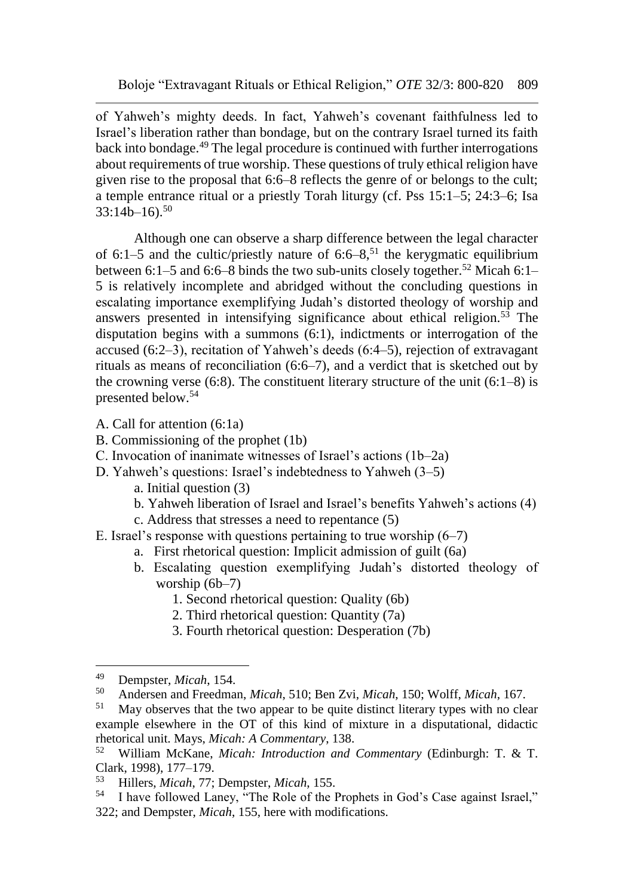of Yahweh's mighty deeds. In fact, Yahweh's covenant faithfulness led to Israel's liberation rather than bondage, but on the contrary Israel turned its faith back into bondage.[49] The legal procedure is continued with further interrogations about requirements of true worship. These questions of truly ethical religion have given rise to the proposal that 6:6–8 reflects the genre of or belongs to the cult; a temple entrance ritual or a priestly Torah liturgy (cf. Pss 15:1–5; 24:3–6; Isa 33:14b–16).[50]

Although one can observe a sharp difference between the legal character of 6:1–5 and the cultic/priestly nature of 6:6–8,[51] the kerygmatic equilibrium between 6:1–5 and 6:6–8 binds the two sub-units closely together.[52] Micah 6:1–5 is relatively incomplete and abridged without the concluding questions in escalating importance exemplifying Judah's distorted theology of worship and answers presented in intensifying significance about ethical religion.[53] The disputation begins with a summons (6:1), indictments or interrogation of the accused (6:2–3), recitation of Yahweh's deeds (6:4–5), rejection of extravagant rituals as means of reconciliation (6:6–7), and a verdict that is sketched out by the crowning verse (6:8). The constituent literary structure of the unit (6:1–8) is presented below.[54]

A. Call for attention (6:1a)
B. Commissioning of the prophet (1b)
C. Invocation of inanimate witnesses of Israel's actions (1b–2a)
D. Yahweh's questions: Israel's indebtedness to Yahweh (3–5)
  - a. Initial question (3)
  - b. Yahweh liberation of Israel and Israel's benefits Yahweh's actions (4)
  - c. Address that stresses a need to repentance (5)

E. Israel's response with questions pertaining to true worship (6–7)
  - a. First rhetorical question: Implicit admission of guilt (6a)
  - b. Escalating question exemplifying Judah's distorted theology of worship (6b–7)
    1. Second rhetorical question: Quality (6b)
    2. Third rhetorical question: Quantity (7a)
    3. Fourth rhetorical question: Desperation (7b)

---

[49] Dempster, *Micah*, 154.

[50] Andersen and Freedman, *Micah*, 510; Ben Zvi, *Micah*, 150; Wolff, *Micah*, 167.

[51] May observes that the two appear to be quite distinct literary types with no clear example elsewhere in the OT of this kind of mixture in a disputational, didactic rhetorical unit. Mays, *Micah: A Commentary*, 138.

[52] William McKane, *Micah: Introduction and Commentary* (Edinburgh: T. & T. Clark, 1998), 177–179.

[53] Hillers, *Micah*, 77; Dempster, *Micah*, 155.

[54] I have followed Laney, "The Role of the Prophets in God's Case against Israel," 322; and Dempster, *Micah*, 155, here with modifications.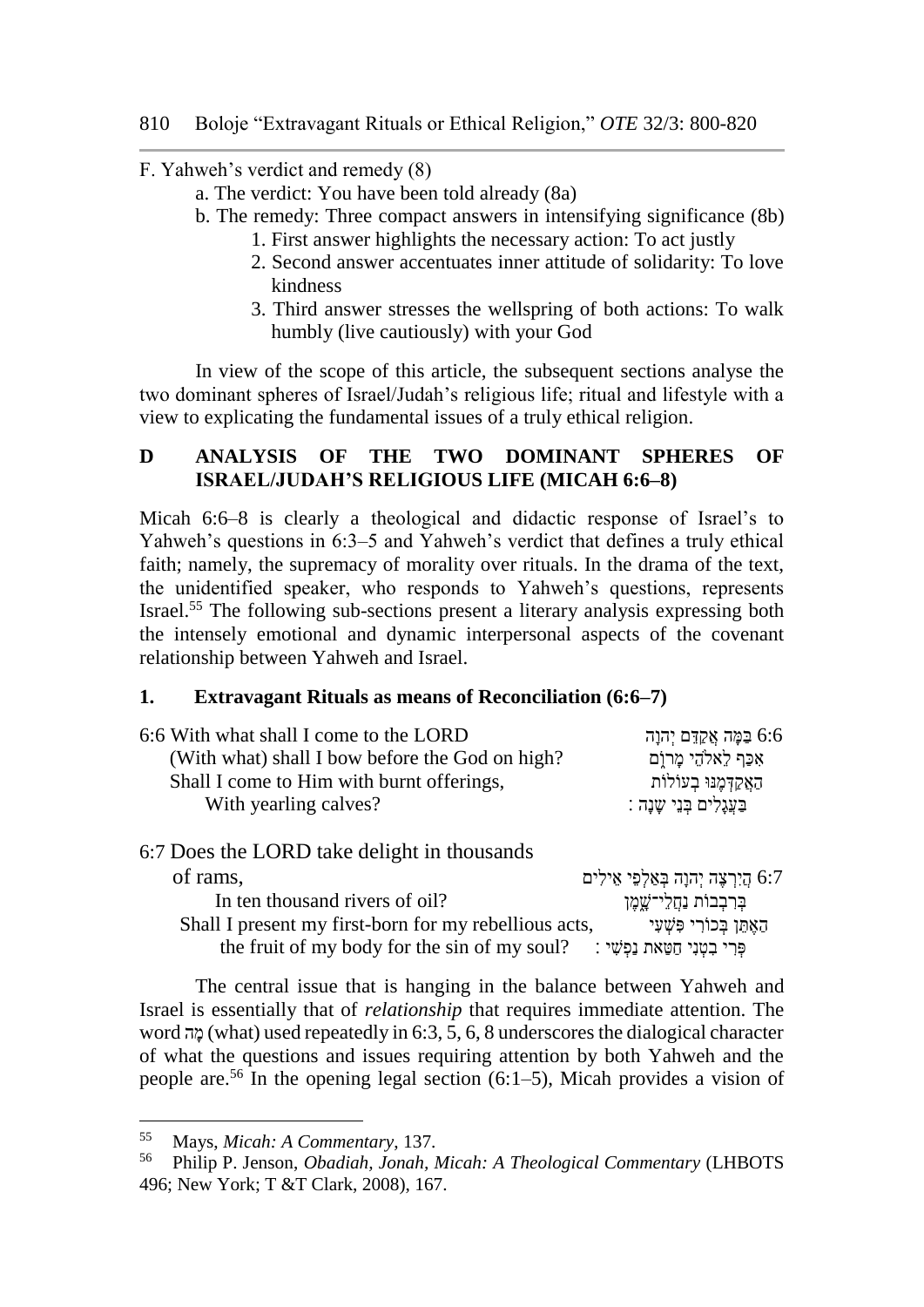F. Yahweh's verdict and remedy (8)

- a. The verdict: You have been told already (8a)
- b. The remedy: Three compact answers in intensifying significance (8b)
  1. First answer highlights the necessary action: To act justly
  2. Second answer accentuates inner attitude of solidarity: To love kindness
  3. Third answer stresses the wellspring of both actions: To walk humbly (live cautiously) with your God

In view of the scope of this article, the subsequent sections analyse the two dominant spheres of Israel/Judah's religious life; ritual and lifestyle with a view to explicating the fundamental issues of a truly ethical religion.

## D ANALYSIS OF THE TWO DOMINANT SPHERES OF ISRAEL/JUDAH'S RELIGIOUS LIFE (MICAH 6:6–8)

Micah 6:6–8 is clearly a theological and didactic response of Israel's to Yahweh's questions in 6:3–5 and Yahweh's verdict that defines a truly ethical faith; namely, the supremacy of morality over rituals. In the drama of the text, the unidentified speaker, who responds to Yahweh's questions, represents Israel.[55] The following sub-sections present a literary analysis expressing both the intensely emotional and dynamic interpersonal aspects of the covenant relationship between Yahweh and Israel.

### 1. Extravagant Rituals as means of Reconciliation (6:6–7)

| | |
|---|---|
| 6:6 With what shall I come to the LORD | 6:6 בַּמָּה אֲקַדֵּם יְהוָה |
| (With what) shall I bow before the God on high? | אִכַּף לֵאלֹהֵי מָרוֹם |
| Shall I come to Him with burnt offerings, | הַאֲקַדְּמֶנּוּ בְעוֹלוֹת |
| With yearling calves? | בַּעֲגָלִים בְּנֵי שָׁנָה׃ |

| | |
|---|---|
| 6:7 Does the LORD take delight in thousands of rams, | 6:7 הֲיִרְצֶה יְהוָה בְּאַלְפֵי אֵילִים |
| In ten thousand rivers of oil? | בְּרִבְבוֹת נַחֲלֵי־שָׁמֶן |
| Shall I present my first-born for my rebellious acts, | הַאֶתֵּן בְּכוֹרִי פִּשְׁעִי |
| the fruit of my body for the sin of my soul? | פְּרִי בִטְנִי חַטַּאת נַפְשִׁי׃ |

The central issue that is hanging in the balance between Yahweh and Israel is essentially that of *relationship* that requires immediate attention. The word מָה (what) used repeatedly in 6:3, 5, 6, 8 underscores the dialogical character of what the questions and issues requiring attention by both Yahweh and the people are.[56] In the opening legal section (6:1–5), Micah provides a vision of

---

[55] Mays, *Micah: A Commentary*, 137.

[56] Philip P. Jenson, *Obadiah, Jonah, Micah: A Theological Commentary* (LHBOTS 496; New York; T &T Clark, 2008), 167.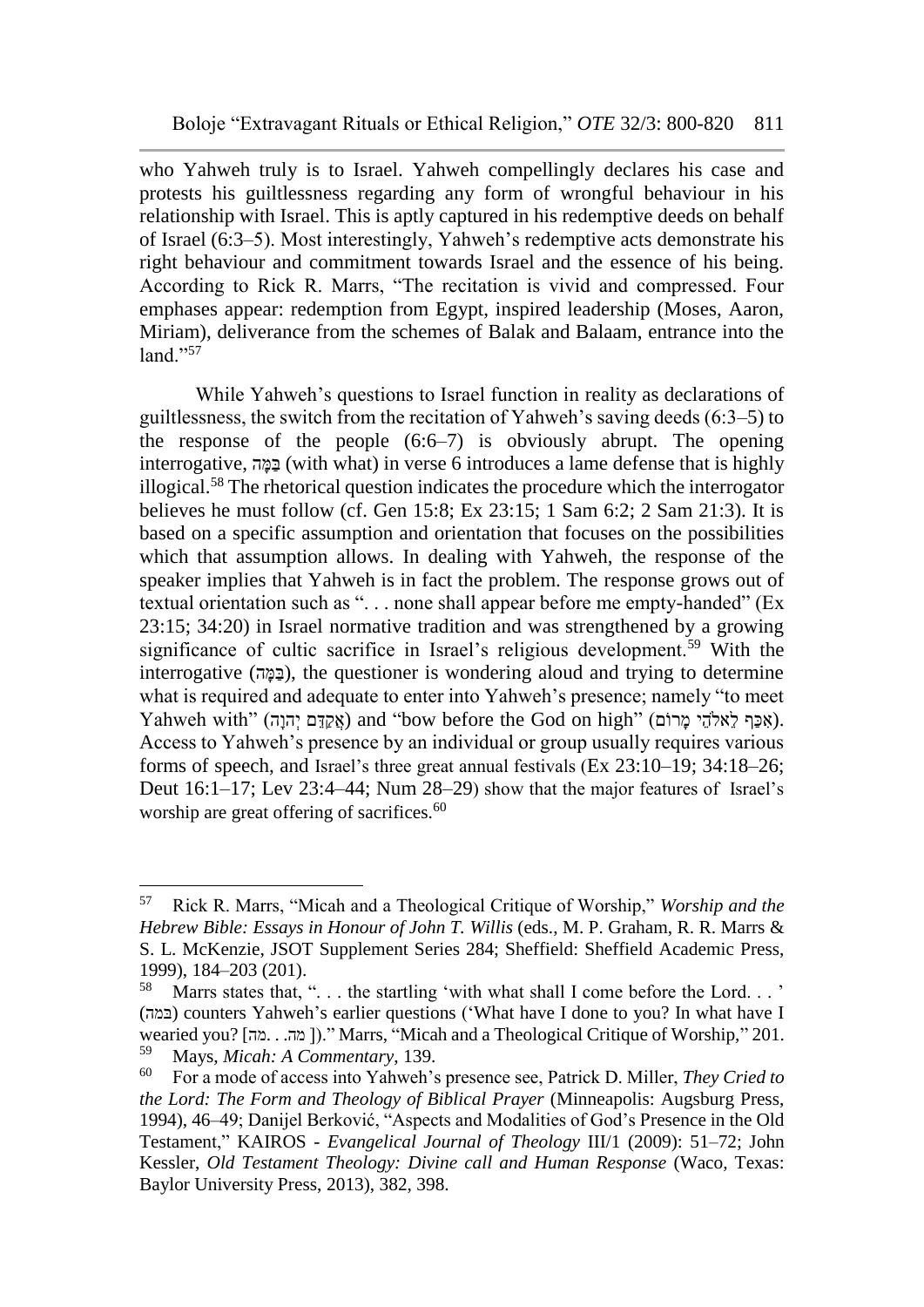who Yahweh truly is to Israel. Yahweh compellingly declares his case and protests his guiltlessness regarding any form of wrongful behaviour in his relationship with Israel. This is aptly captured in his redemptive deeds on behalf of Israel (6:3–5). Most interestingly, Yahweh's redemptive acts demonstrate his right behaviour and commitment towards Israel and the essence of his being. According to Rick R. Marrs, "The recitation is vivid and compressed. Four emphases appear: redemption from Egypt, inspired leadership (Moses, Aaron, Miriam), deliverance from the schemes of Balak and Balaam, entrance into the land."[57]

While Yahweh's questions to Israel function in reality as declarations of guiltlessness, the switch from the recitation of Yahweh's saving deeds (6:3–5) to the response of the people (6:6–7) is obviously abrupt. The opening interrogative, בַּמָּה (with what) in verse 6 introduces a lame defense that is highly illogical.[58] The rhetorical question indicates the procedure which the interrogator believes he must follow (cf. Gen 15:8; Ex 23:15; 1 Sam 6:2; 2 Sam 21:3). It is based on a specific assumption and orientation that focuses on the possibilities which that assumption allows. In dealing with Yahweh, the response of the speaker implies that Yahweh is in fact the problem. The response grows out of textual orientation such as ". . . none shall appear before me empty-handed" (Ex 23:15; 34:20) in Israel normative tradition and was strengthened by a growing significance of cultic sacrifice in Israel's religious development.[59] With the interrogative (בַּמָּה), the questioner is wondering aloud and trying to determine what is required and adequate to enter into Yahweh's presence; namely "to meet Yahweh with" (אֲקַדֵּם יְהוָה) and "bow before the God on high" (אִכַּף לֵאלֹהֵי מָרוֹם). Access to Yahweh's presence by an individual or group usually requires various forms of speech, and Israel's three great annual festivals (Ex 23:10–19; 34:18–26; Deut 16:1–17; Lev 23:4–44; Num 28–29) show that the major features of Israel's worship are great offering of sacrifices.[60]

---

[57] Rick R. Marrs, "Micah and a Theological Critique of Worship," *Worship and the Hebrew Bible: Essays in Honour of John T. Willis* (eds., M. P. Graham, R. R. Marrs & S. L. McKenzie, JSOT Supplement Series 284; Sheffield: Sheffield Academic Press, 1999), 184–203 (201).

[58] Marrs states that, ". . . the startling 'with what shall I come before the Lord. . . ' (במה) counters Yahweh's earlier questions ('What have I done to you? In what have I wearied you? [מה. . .מה ])." Marrs, "Micah and a Theological Critique of Worship," 201.

[59] Mays, *Micah: A Commentary*, 139.

[60] For a mode of access into Yahweh's presence see, Patrick D. Miller, *They Cried to the Lord: The Form and Theology of Biblical Prayer* (Minneapolis: Augsburg Press, 1994), 46–49; Danijel Berković, "Aspects and Modalities of God's Presence in the Old Testament," KAIROS - *Evangelical Journal of Theology* III/1 (2009): 51–72; John Kessler, *Old Testament Theology: Divine call and Human Response* (Waco, Texas: Baylor University Press, 2013), 382, 398.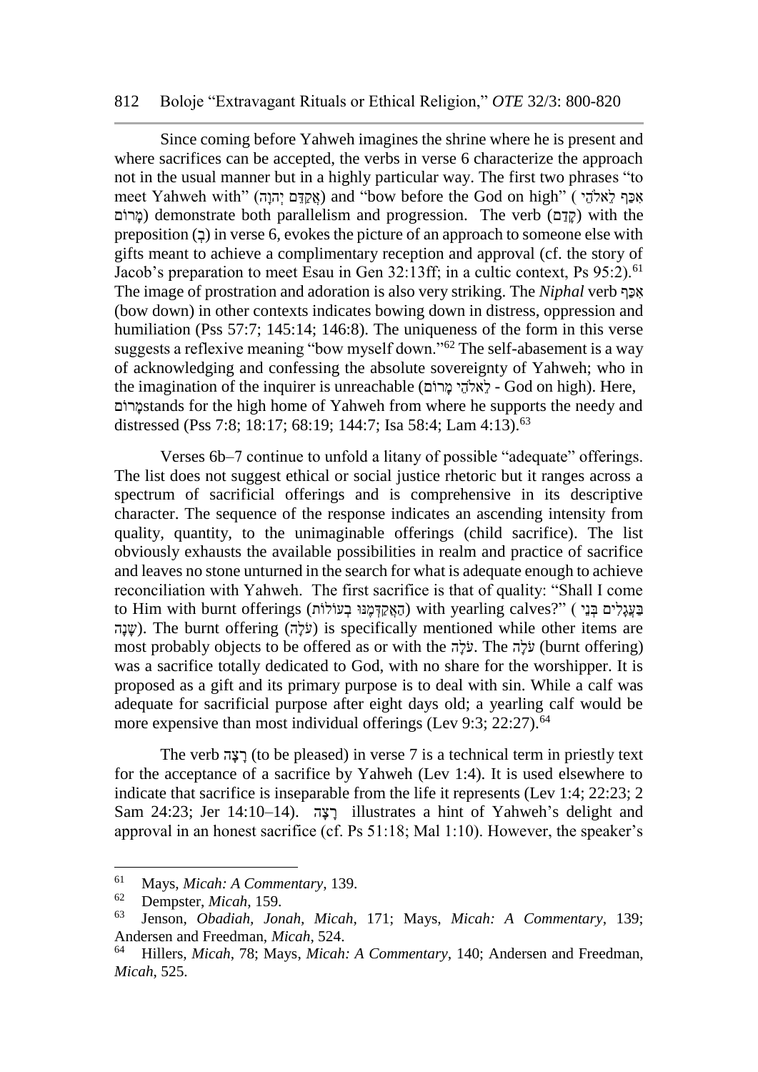Since coming before Yahweh imagines the shrine where he is present and where sacrifices can be accepted, the verbs in verse 6 characterize the approach not in the usual manner but in a highly particular way. The first two phrases "to meet Yahweh with" (אֲקַדֵּם יְהוָה) and "bow before the God on high" (אִכַּף לֵאלֹהֵי מָרוֹם) demonstrate both parallelism and progression. The verb (קָדַם) with the preposition (בְּ) in verse 6, evokes the picture of an approach to someone else with gifts meant to achieve a complimentary reception and approval (cf. the story of Jacob's preparation to meet Esau in Gen 32:13ff; in a cultic context, Ps 95:2).[61] The image of prostration and adoration is also very striking. The *Niphal* verb אִכַּף (bow down) in other contexts indicates bowing down in distress, oppression and humiliation (Pss 57:7; 145:14; 146:8). The uniqueness of the form in this verse suggests a reflexive meaning "bow myself down."[62] The self-abasement is a way of acknowledging and confessing the absolute sovereignty of Yahweh; who in the imagination of the inquirer is unreachable (לֵאלֹהֵי מָרוֹם - God on high). Here, מָרוֹםstands for the high home of Yahweh from where he supports the needy and distressed (Pss 7:8; 18:17; 68:19; 144:7; Isa 58:4; Lam 4:13).[63]

Verses 6b–7 continue to unfold a litany of possible "adequate" offerings. The list does not suggest ethical or social justice rhetoric but it ranges across a spectrum of sacrificial offerings and is comprehensive in its descriptive character. The sequence of the response indicates an ascending intensity from quality, quantity, to the unimaginable offerings (child sacrifice). The list obviously exhausts the available possibilities in realm and practice of sacrifice and leaves no stone unturned in the search for what is adequate enough to achieve reconciliation with Yahweh. The first sacrifice is that of quality: "Shall I come to Him with burnt offerings (הַאֲקַדְּמֶנּוּ בְעוֹלוֹת) with yearling calves?" (בַּעֲגָלִים בְּנֵי שָׁנָה). The burnt offering (עֹלָה) is specifically mentioned while other items are most probably objects to be offered as or with the עֹלָה. The עֹלָה (burnt offering) was a sacrifice totally dedicated to God, with no share for the worshipper. It is proposed as a gift and its primary purpose is to deal with sin. While a calf was adequate for sacrificial purpose after eight days old; a yearling calf would be more expensive than most individual offerings (Lev 9:3; 22:27).[64]

The verb רָצָה (to be pleased) in verse 7 is a technical term in priestly text for the acceptance of a sacrifice by Yahweh (Lev 1:4). It is used elsewhere to indicate that sacrifice is inseparable from the life it represents (Lev 1:4; 22:23; 2 Sam 24:23; Jer 14:10–14). רָצָה illustrates a hint of Yahweh's delight and approval in an honest sacrifice (cf. Ps 51:18; Mal 1:10). However, the speaker's

---

[61] Mays, *Micah: A Commentary*, 139.

[62] Dempster, *Micah*, 159.

[63] Jenson, *Obadiah, Jonah, Micah*, 171; Mays, *Micah: A Commentary*, 139; Andersen and Freedman, *Micah*, 524.

[64] Hillers, *Micah*, 78; Mays, *Micah: A Commentary*, 140; Andersen and Freedman, *Micah*, 525.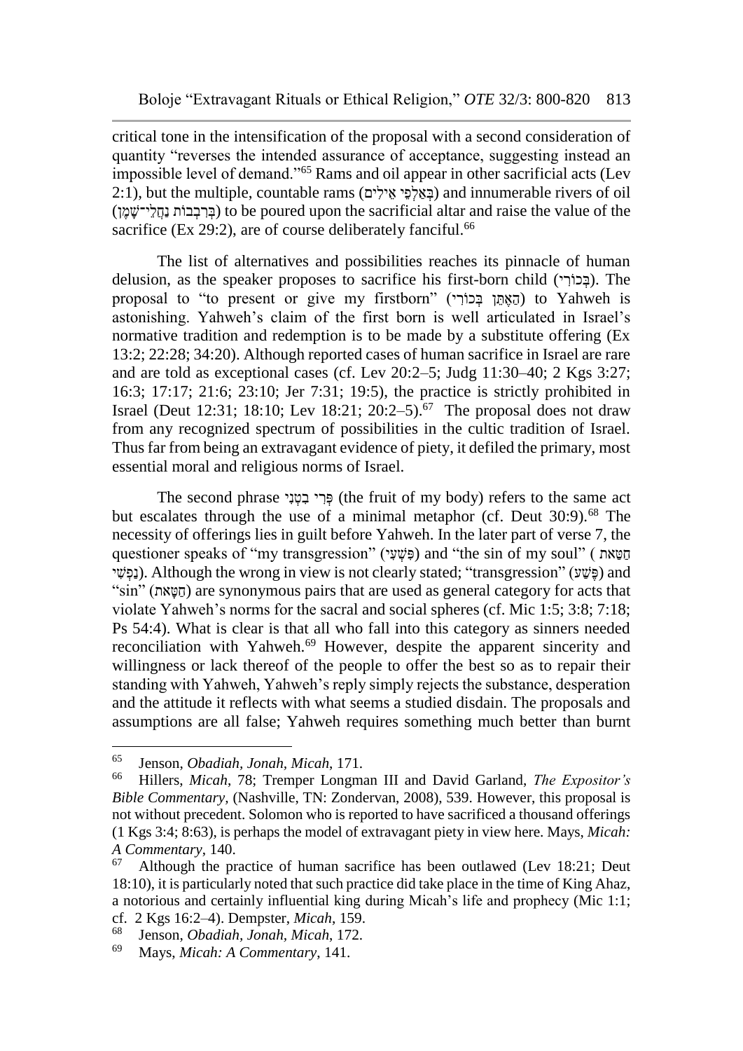critical tone in the intensification of the proposal with a second consideration of quantity "reverses the intended assurance of acceptance, suggesting instead an impossible level of demand."[65] Rams and oil appear in other sacrificial acts (Lev 2:1), but the multiple, countable rams (בְּאַלְפֵי אֵילִים) and innumerable rivers of oil (בְּרִבְבוֹת נַחֲלֵי־שָׁמֶן) to be poured upon the sacrificial altar and raise the value of the sacrifice (Ex 29:2), are of course deliberately fanciful.[66]

The list of alternatives and possibilities reaches its pinnacle of human delusion, as the speaker proposes to sacrifice his first-born child (בְּכוֹרִי). The proposal to "to present or give my firstborn" (הַאֶתֵּן בְּכוֹרִי) to Yahweh is astonishing. Yahweh's claim of the first born is well articulated in Israel's normative tradition and redemption is to be made by a substitute offering (Ex 13:2; 22:28; 34:20). Although reported cases of human sacrifice in Israel are rare and are told as exceptional cases (cf. Lev 20:2–5; Judg 11:30–40; 2 Kgs 3:27; 16:3; 17:17; 21:6; 23:10; Jer 7:31; 19:5), the practice is strictly prohibited in Israel (Deut 12:31; 18:10; Lev 18:21; 20:2–5).[67] The proposal does not draw from any recognized spectrum of possibilities in the cultic tradition of Israel. Thus far from being an extravagant evidence of piety, it defiled the primary, most essential moral and religious norms of Israel.

The second phrase פְּרִי בִטְנִי (the fruit of my body) refers to the same act but escalates through the use of a minimal metaphor (cf. Deut 30:9).[68] The necessity of offerings lies in guilt before Yahweh. In the later part of verse 7, the questioner speaks of "my transgression" (פִּשְׁעִי) and "the sin of my soul" (חַטַּאת נַפְשִׁי). Although the wrong in view is not clearly stated; "transgression" (פֶּשַׁע) and "sin" (חַטָּאת) are synonymous pairs that are used as general category for acts that violate Yahweh's norms for the sacral and social spheres (cf. Mic 1:5; 3:8; 7:18; Ps 54:4). What is clear is that all who fall into this category as sinners needed reconciliation with Yahweh.[69] However, despite the apparent sincerity and willingness or lack thereof of the people to offer the best so as to repair their standing with Yahweh, Yahweh's reply simply rejects the substance, desperation and the attitude it reflects with what seems a studied disdain. The proposals and assumptions are all false; Yahweh requires something much better than burnt

---

[65] Jenson, *Obadiah, Jonah, Micah*, 171.

[66] Hillers, *Micah*, 78; Tremper Longman III and David Garland, *The Expositor's Bible Commentary*, (Nashville, TN: Zondervan, 2008), 539. However, this proposal is not without precedent. Solomon who is reported to have sacrificed a thousand offerings (1 Kgs 3:4; 8:63), is perhaps the model of extravagant piety in view here. Mays, *Micah: A Commentary*, 140.

[67] Although the practice of human sacrifice has been outlawed (Lev 18:21; Deut 18:10), it is particularly noted that such practice did take place in the time of King Ahaz, a notorious and certainly influential king during Micah's life and prophecy (Mic 1:1; cf. 2 Kgs 16:2–4). Dempster, *Micah*, 159.

[68] Jenson, *Obadiah, Jonah, Micah*, 172.

[69] Mays, *Micah: A Commentary*, 141.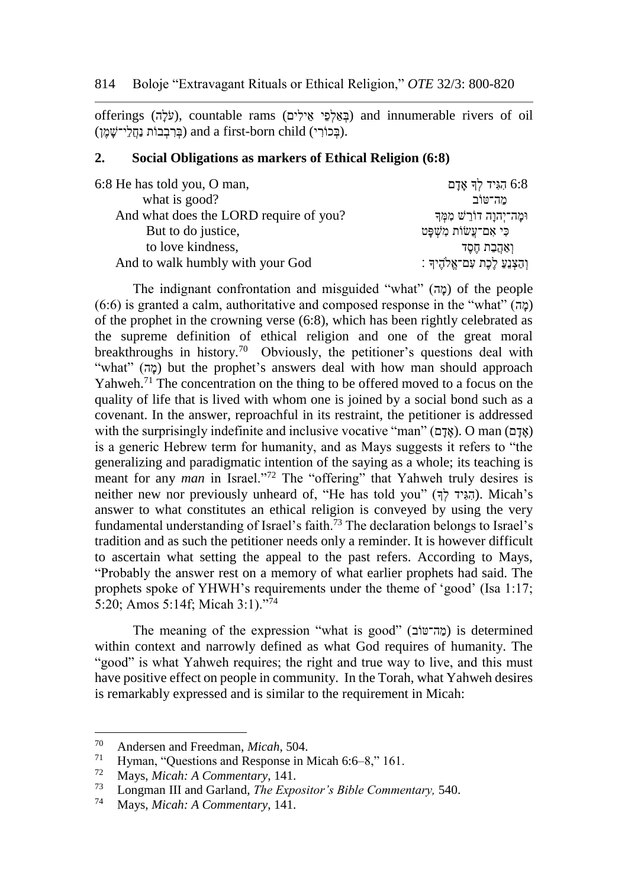offerings (עֹלָה), countable rams (בְּאַלְפֵי אֵילִים) and innumerable rivers of oil (בְּרִבְבוֹת נַחֲלֵי־שָׁמֶן) and a first-born child (בְּכוֹרִי).

## 2. Social Obligations as markers of Ethical Religion (6:8)

| | |
|---|---|
| 6:8 He has told you, O man, | 6:8 הִגִּיד לְךָ אָדָם |
| what is good? | מַה־טּוֹב |
| And what does the LORD require of you? | וּמָה־יְהוָה דּוֹרֵשׁ מִמְּךָ |
| But to do justice, | כִּי אִם־עֲשׂוֹת מִשְׁפָּט |
| to love kindness, | וְאַהֲבַת חֶסֶד |
| And to walk humbly with your God | וְהַצְנֵעַ לֶכֶת עִם־אֱלֹהֶיךָ׃ |

The indignant confrontation and misguided "what" (מָה) of the people (6:6) is granted a calm, authoritative and composed response in the "what" (מָה) of the prophet in the crowning verse (6:8), which has been rightly celebrated as the supreme definition of ethical religion and one of the great moral breakthroughs in history.[70] Obviously, the petitioner's questions deal with "what" (מָה) but the prophet's answers deal with how man should approach Yahweh.[71] The concentration on the thing to be offered moved to a focus on the quality of life that is lived with whom one is joined by a social bond such as a covenant. In the answer, reproachful in its restraint, the petitioner is addressed with the surprisingly indefinite and inclusive vocative "man" (אָדָם). O man (אָדָם) is a generic Hebrew term for humanity, and as Mays suggests it refers to "the generalizing and paradigmatic intention of the saying as a whole; its teaching is meant for any *man* in Israel."[72] The "offering" that Yahweh truly desires is neither new nor previously unheard of, "He has told you" (הִגִּיד לְךָ). Micah's answer to what constitutes an ethical religion is conveyed by using the very fundamental understanding of Israel's faith.[73] The declaration belongs to Israel's tradition and as such the petitioner needs only a reminder. It is however difficult to ascertain what setting the appeal to the past refers. According to Mays, "Probably the answer rest on a memory of what earlier prophets had said. The prophets spoke of YHWH's requirements under the theme of 'good' (Isa 1:17; 5:20; Amos 5:14f; Micah 3:1)."[74]

The meaning of the expression "what is good" (מַה־טּוֹב) is determined within context and narrowly defined as what God requires of humanity. The "good" is what Yahweh requires; the right and true way to live, and this must have positive effect on people in community. In the Torah, what Yahweh desires is remarkably expressed and is similar to the requirement in Micah:

---

[70] Andersen and Freedman, *Micah*, 504.

[71] Hyman, "Questions and Response in Micah 6:6–8," 161.

[72] Mays, *Micah: A Commentary*, 141.

[73] Longman III and Garland, *The Expositor's Bible Commentary,* 540.

[74] Mays, *Micah: A Commentary*, 141.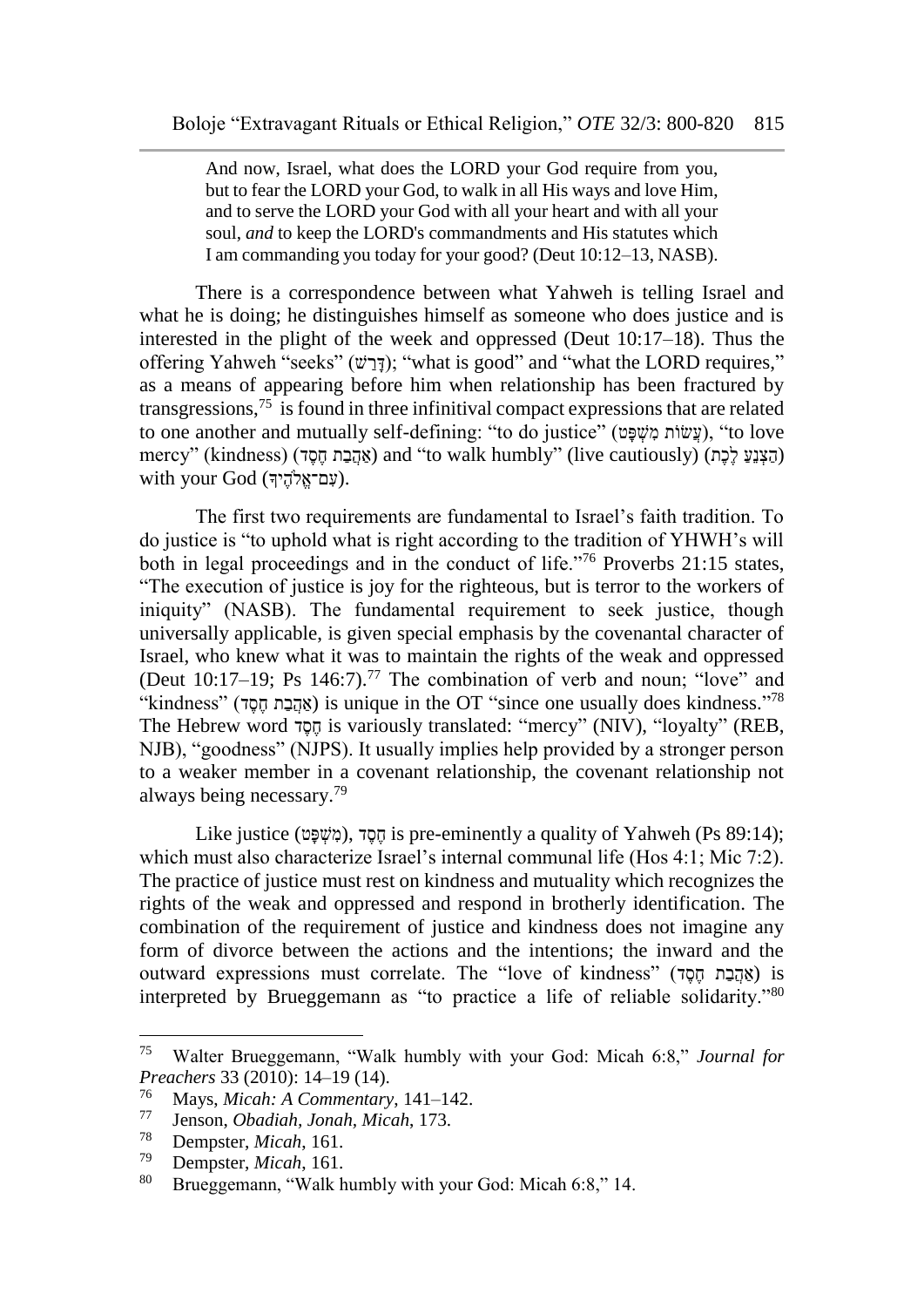> And now, Israel, what does the LORD your God require from you, but to fear the LORD your God, to walk in all His ways and love Him, and to serve the LORD your God with all your heart and with all your soul, *and* to keep the LORD's commandments and His statutes which I am commanding you today for your good? (Deut 10:12–13, NASB).

There is a correspondence between what Yahweh is telling Israel and what he is doing; he distinguishes himself as someone who does justice and is interested in the plight of the week and oppressed (Deut 10:17–18). Thus the offering Yahweh "seeks" (דָּרַשׁ); "what is good" and "what the LORD requires," as a means of appearing before him when relationship has been fractured by transgressions,[75] is found in three infinitival compact expressions that are related to one another and mutually self-defining: "to do justice" (עֲשׂוֹת מִשְׁפָּט), "to love mercy" (kindness) (אַהֲבַת חֶסֶד) and "to walk humbly" (live cautiously) (הַצְנֵעַ לֶכֶת) with your God (עִם־אֱלֹהֶיךָ).

The first two requirements are fundamental to Israel's faith tradition. To do justice is "to uphold what is right according to the tradition of YHWH's will both in legal proceedings and in the conduct of life."[76] Proverbs 21:15 states, "The execution of justice is joy for the righteous, but is terror to the workers of iniquity" (NASB). The fundamental requirement to seek justice, though universally applicable, is given special emphasis by the covenantal character of Israel, who knew what it was to maintain the rights of the weak and oppressed (Deut 10:17–19; Ps 146:7).[77] The combination of verb and noun; "love" and "kindness" (אַהֲבַת חֶסֶד) is unique in the OT "since one usually does kindness."[78] The Hebrew word חֶסֶד is variously translated: "mercy" (NIV), "loyalty" (REB, NJB), "goodness" (NJPS). It usually implies help provided by a stronger person to a weaker member in a covenant relationship, the covenant relationship not always being necessary.[79]

Like justice (מִשְׁפָּט), חֶסֶד is pre-eminently a quality of Yahweh (Ps 89:14); which must also characterize Israel's internal communal life (Hos 4:1; Mic 7:2). The practice of justice must rest on kindness and mutuality which recognizes the rights of the weak and oppressed and respond in brotherly identification. The combination of the requirement of justice and kindness does not imagine any form of divorce between the actions and the intentions; the inward and the outward expressions must correlate. The "love of kindness" (אַהֲבַת חֶסֶד) is interpreted by Brueggemann as "to practice a life of reliable solidarity."[80]

---

[75] Walter Brueggemann, "Walk humbly with your God: Micah 6:8," *Journal for Preachers* 33 (2010): 14–19 (14).

[76] Mays, *Micah: A Commentary*, 141–142.

[77] Jenson, *Obadiah, Jonah, Micah*, 173.

[78] Dempster, *Micah*, 161.

[79] Dempster, *Micah*, 161.

[80] Brueggemann, "Walk humbly with your God: Micah 6:8," 14.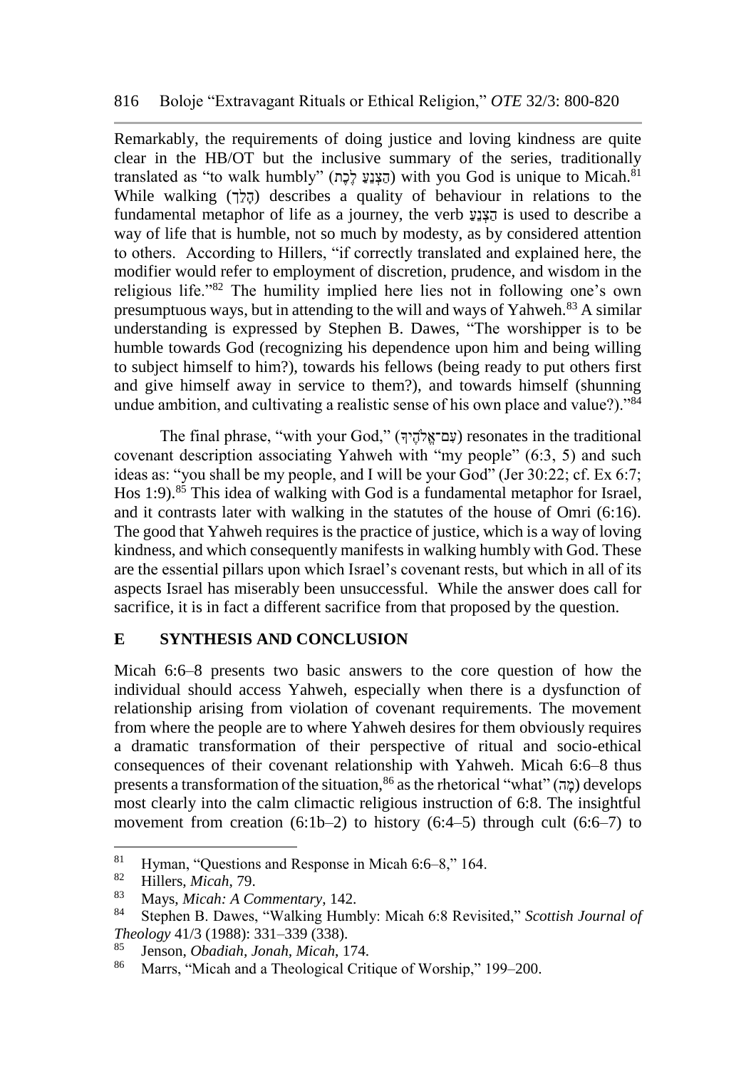Remarkably, the requirements of doing justice and loving kindness are quite clear in the HB/OT but the inclusive summary of the series, traditionally translated as "to walk humbly" (הַצְנֵעַ לֶכֶת) with you God is unique to Micah.[81] While walking (הָלַךְ) describes a quality of behaviour in relations to the fundamental metaphor of life as a journey, the verb הַצְנֵעַ is used to describe a way of life that is humble, not so much by modesty, as by considered attention to others. According to Hillers, "if correctly translated and explained here, the modifier would refer to employment of discretion, prudence, and wisdom in the religious life."[82] The humility implied here lies not in following one's own presumptuous ways, but in attending to the will and ways of Yahweh.[83] A similar understanding is expressed by Stephen B. Dawes, "The worshipper is to be humble towards God (recognizing his dependence upon him and being willing to subject himself to him?), towards his fellows (being ready to put others first and give himself away in service to them?), and towards himself (shunning undue ambition, and cultivating a realistic sense of his own place and value?)."[84]

The final phrase, "with your God," (עִם־אֱלֹהֶיךָ) resonates in the traditional covenant description associating Yahweh with "my people" (6:3, 5) and such ideas as: "you shall be my people, and I will be your God" (Jer 30:22; cf. Ex 6:7; Hos 1:9).[85] This idea of walking with God is a fundamental metaphor for Israel, and it contrasts later with walking in the statutes of the house of Omri (6:16). The good that Yahweh requires is the practice of justice, which is a way of loving kindness, and which consequently manifests in walking humbly with God. These are the essential pillars upon which Israel's covenant rests, but which in all of its aspects Israel has miserably been unsuccessful. While the answer does call for sacrifice, it is in fact a different sacrifice from that proposed by the question.

## E SYNTHESIS AND CONCLUSION

Micah 6:6–8 presents two basic answers to the core question of how the individual should access Yahweh, especially when there is a dysfunction of relationship arising from violation of covenant requirements. The movement from where the people are to where Yahweh desires for them obviously requires a dramatic transformation of their perspective of ritual and socio-ethical consequences of their covenant relationship with Yahweh. Micah 6:6–8 thus presents a transformation of the situation,[86] as the rhetorical "what" (מָה) develops most clearly into the calm climactic religious instruction of 6:8. The insightful movement from creation (6:1b–2) to history (6:4–5) through cult (6:6–7) to

---

[81] Hyman, "Questions and Response in Micah 6:6–8," 164.

[82] Hillers, *Micah*, 79.

[83] Mays, *Micah: A Commentary*, 142.

[84] Stephen B. Dawes, "Walking Humbly: Micah 6:8 Revisited," *Scottish Journal of Theology* 41/3 (1988): 331–339 (338).

[85] Jenson, *Obadiah, Jonah, Micah*, 174.

[86] Marrs, "Micah and a Theological Critique of Worship," 199–200.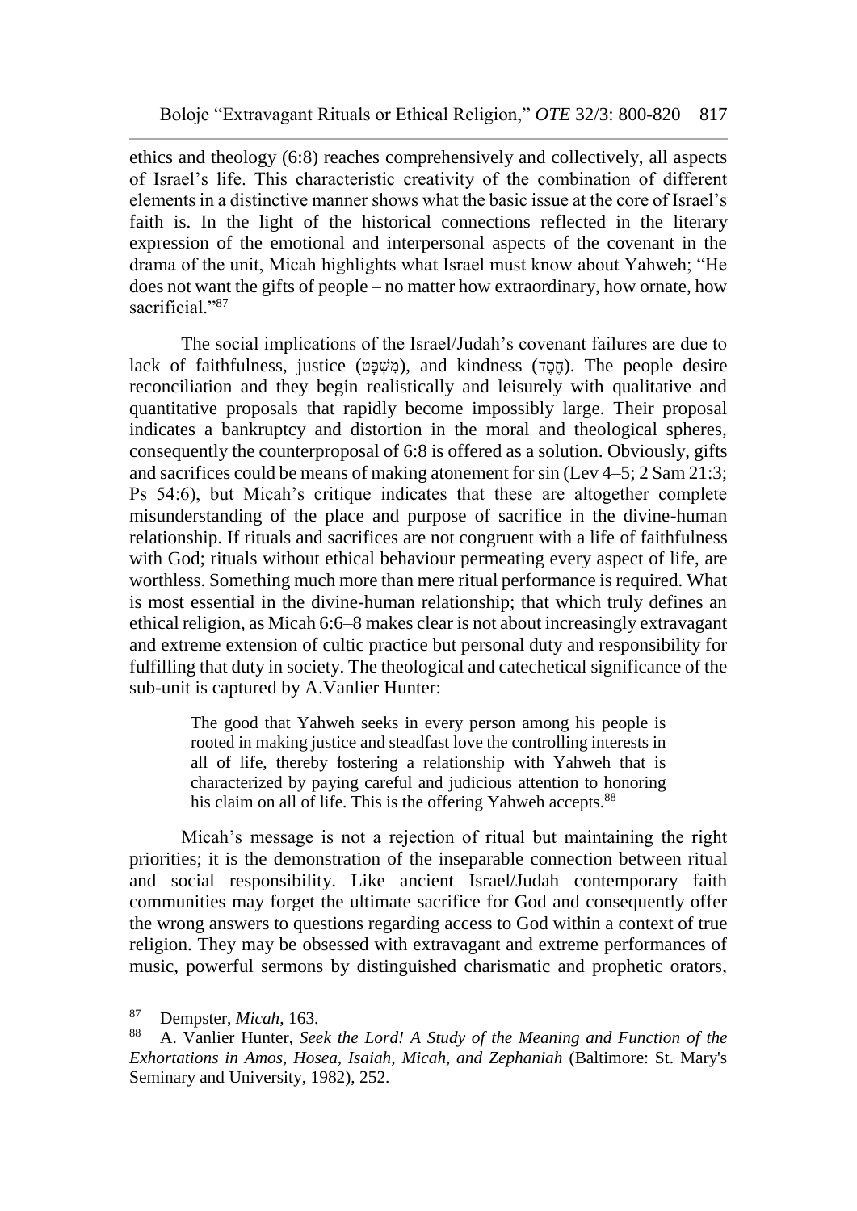ethics and theology (6:8) reaches comprehensively and collectively, all aspects of Israel's life. This characteristic creativity of the combination of different elements in a distinctive manner shows what the basic issue at the core of Israel's faith is. In the light of the historical connections reflected in the literary expression of the emotional and interpersonal aspects of the covenant in the drama of the unit, Micah highlights what Israel must know about Yahweh; "He does not want the gifts of people – no matter how extraordinary, how ornate, how sacrificial."[87]

The social implications of the Israel/Judah's covenant failures are due to lack of faithfulness, justice (מִשְׁפָּט), and kindness (חֶסֶד). The people desire reconciliation and they begin realistically and leisurely with qualitative and quantitative proposals that rapidly become impossibly large. Their proposal indicates a bankruptcy and distortion in the moral and theological spheres, consequently the counterproposal of 6:8 is offered as a solution. Obviously, gifts and sacrifices could be means of making atonement for sin (Lev 4–5; 2 Sam 21:3; Ps 54:6), but Micah's critique indicates that these are altogether complete misunderstanding of the place and purpose of sacrifice in the divine-human relationship. If rituals and sacrifices are not congruent with a life of faithfulness with God; rituals without ethical behaviour permeating every aspect of life, are worthless. Something much more than mere ritual performance is required. What is most essential in the divine-human relationship; that which truly defines an ethical religion, as Micah 6:6–8 makes clear is not about increasingly extravagant and extreme extension of cultic practice but personal duty and responsibility for fulfilling that duty in society. The theological and catechetical significance of the sub-unit is captured by A.Vanlier Hunter:

> The good that Yahweh seeks in every person among his people is rooted in making justice and steadfast love the controlling interests in all of life, thereby fostering a relationship with Yahweh that is characterized by paying careful and judicious attention to honoring his claim on all of life. This is the offering Yahweh accepts.[88]

Micah's message is not a rejection of ritual but maintaining the right priorities; it is the demonstration of the inseparable connection between ritual and social responsibility. Like ancient Israel/Judah contemporary faith communities may forget the ultimate sacrifice for God and consequently offer the wrong answers to questions regarding access to God within a context of true religion. They may be obsessed with extravagant and extreme performances of music, powerful sermons by distinguished charismatic and prophetic orators,

---

[87] Dempster, *Micah*, 163.

[88] A. Vanlier Hunter, *Seek the Lord! A Study of the Meaning and Function of the Exhortations in Amos, Hosea, Isaiah, Micah, and Zephaniah* (Baltimore: St. Mary's Seminary and University, 1982), 252.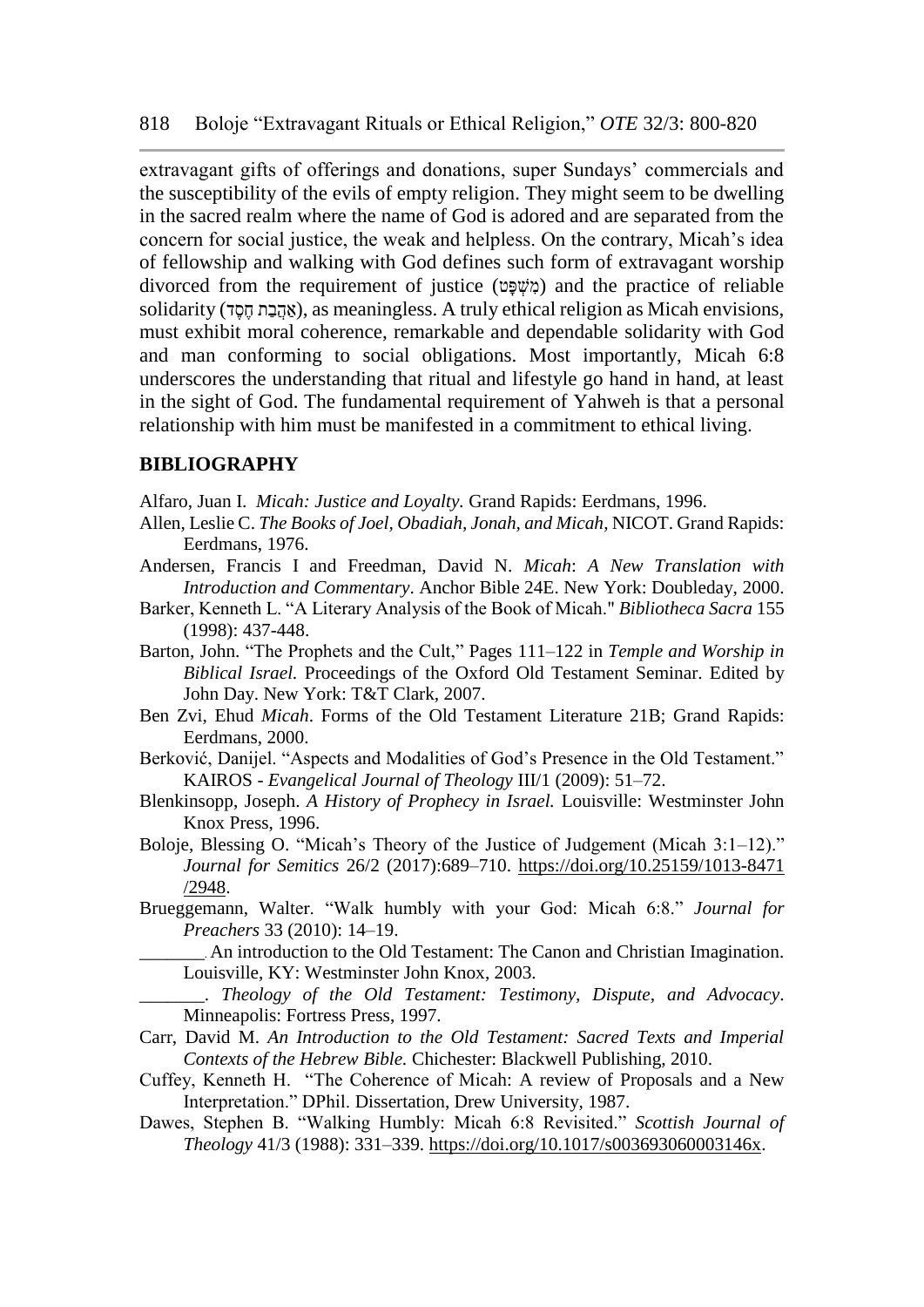extravagant gifts of offerings and donations, super Sundays' commercials and the susceptibility of the evils of empty religion. They might seem to be dwelling in the sacred realm where the name of God is adored and are separated from the concern for social justice, the weak and helpless. On the contrary, Micah's idea of fellowship and walking with God defines such form of extravagant worship divorced from the requirement of justice (מִשְׁפָּט) and the practice of reliable solidarity (אַהֲבַת חֶסֶד), as meaningless. A truly ethical religion as Micah envisions, must exhibit moral coherence, remarkable and dependable solidarity with God and man conforming to social obligations. Most importantly, Micah 6:8 underscores the understanding that ritual and lifestyle go hand in hand, at least in the sight of God. The fundamental requirement of Yahweh is that a personal relationship with him must be manifested in a commitment to ethical living.

## BIBLIOGRAPHY

Alfaro, Juan I. *Micah: Justice and Loyalty.* Grand Rapids: Eerdmans, 1996.

Allen, Leslie C. *The Books of Joel, Obadiah, Jonah, and Micah,* NICOT. Grand Rapids: Eerdmans, 1976.

Andersen, Francis I and Freedman, David N. *Micah*: *A New Translation with Introduction and Commentary*. Anchor Bible 24E. New York: Doubleday, 2000.

Barker, Kenneth L. "A Literary Analysis of the Book of Micah." *Bibliotheca Sacra* 155 (1998): 437-448.

Barton, John. "The Prophets and the Cult," Pages 111–122 in *Temple and Worship in Biblical Israel.* Proceedings of the Oxford Old Testament Seminar. Edited by John Day. New York: T&T Clark, 2007.

Ben Zvi, Ehud *Micah*. Forms of the Old Testament Literature 21B; Grand Rapids: Eerdmans, 2000.

Berković, Danijel. "Aspects and Modalities of God's Presence in the Old Testament." KAIROS - *Evangelical Journal of Theology* III/1 (2009): 51–72.

Blenkinsopp, Joseph. *A History of Prophecy in Israel.* Louisville: Westminster John Knox Press, 1996.

Boloje, Blessing O. "Micah's Theory of the Justice of Judgement (Micah 3:1–12)." *Journal for Semitics* 26/2 (2017):689–710. https://doi.org/10.25159/1013-8471/2948.

Brueggemann, Walter. "Walk humbly with your God: Micah 6:8." *Journal for Preachers* 33 (2010): 14–19.

_______. An introduction to the Old Testament: The Canon and Christian Imagination. Louisville, KY: Westminster John Knox, 2003.

_______. *Theology of the Old Testament: Testimony, Dispute, and Advocacy*. Minneapolis: Fortress Press, 1997.

Carr, David M. *An Introduction to the Old Testament: Sacred Texts and Imperial Contexts of the Hebrew Bible.* Chichester: Blackwell Publishing, 2010.

Cuffey, Kenneth H. "The Coherence of Micah: A review of Proposals and a New Interpretation." DPhil. Dissertation, Drew University, 1987.

Dawes, Stephen B. "Walking Humbly: Micah 6:8 Revisited." *Scottish Journal of Theology* 41/3 (1988): 331–339. https://doi.org/10.1017/s003693060003146x.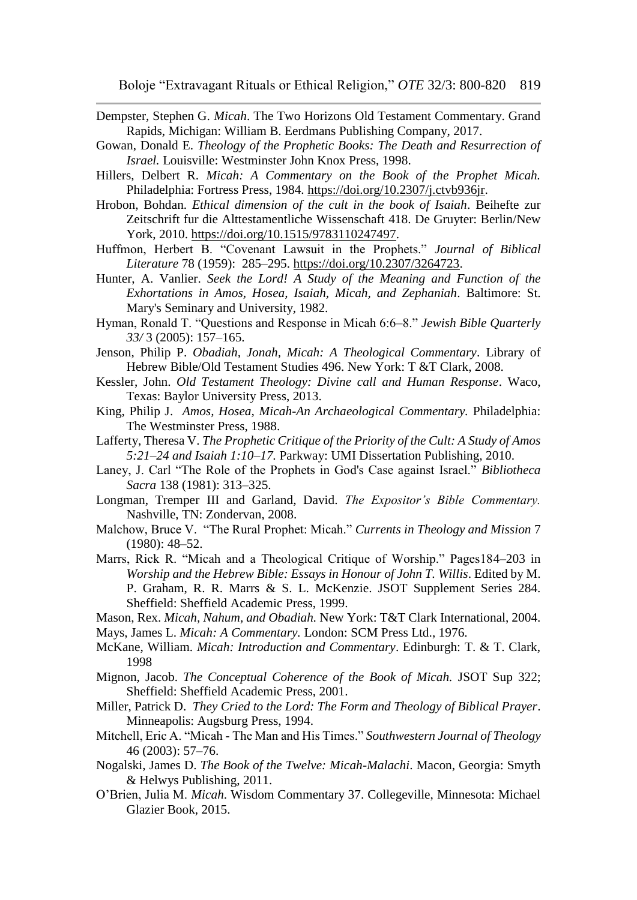Dempster, Stephen G. *Micah*. The Two Horizons Old Testament Commentary. Grand Rapids, Michigan: William B. Eerdmans Publishing Company, 2017.

Gowan, Donald E. *Theology of the Prophetic Books: The Death and Resurrection of Israel.* Louisville: Westminster John Knox Press, 1998.

Hillers, Delbert R. *Micah: A Commentary on the Book of the Prophet Micah.* Philadelphia: Fortress Press, 1984. https://doi.org/10.2307/j.ctvb936jr.

Hrobon, Bohdan. *Ethical dimension of the cult in the book of Isaiah*. Beihefte zur Zeitschrift fur die Alttestamentliche Wissenschaft 418. De Gruyter: Berlin/New York, 2010. https://doi.org/10.1515/9783110247497.

Huffmon, Herbert B. "Covenant Lawsuit in the Prophets." *Journal of Biblical Literature* 78 (1959): 285–295. https://doi.org/10.2307/3264723.

Hunter, A. Vanlier. *Seek the Lord! A Study of the Meaning and Function of the Exhortations in Amos, Hosea, Isaiah, Micah, and Zephaniah*. Baltimore: St. Mary's Seminary and University, 1982.

Hyman, Ronald T. "Questions and Response in Micah 6:6–8." *Jewish Bible Quarterly 33/* 3 (2005): 157–165.

Jenson, Philip P. *Obadiah, Jonah, Micah: A Theological Commentary*. Library of Hebrew Bible/Old Testament Studies 496. New York: T &T Clark, 2008.

Kessler, John. *Old Testament Theology: Divine call and Human Response*. Waco, Texas: Baylor University Press, 2013.

King, Philip J. *Amos, Hosea, Micah-An Archaeological Commentary.* Philadelphia: The Westminster Press, 1988.

Lafferty, Theresa V. *The Prophetic Critique of the Priority of the Cult: A Study of Amos 5:21–24 and Isaiah 1:10–17.* Parkway: UMI Dissertation Publishing, 2010.

Laney, J. Carl "The Role of the Prophets in God's Case against Israel." *Bibliotheca Sacra* 138 (1981): 313–325.

Longman, Tremper III and Garland, David. *The Expositor's Bible Commentary.* Nashville, TN: Zondervan, 2008.

Malchow, Bruce V. "The Rural Prophet: Micah." *Currents in Theology and Mission* 7 (1980): 48–52.

Marrs, Rick R. "Micah and a Theological Critique of Worship." Pages184–203 in *Worship and the Hebrew Bible: Essays in Honour of John T. Willis*. Edited by M. P. Graham, R. R. Marrs & S. L. McKenzie. JSOT Supplement Series 284. Sheffield: Sheffield Academic Press, 1999.

Mason, Rex. *Micah, Nahum, and Obadiah.* New York: T&T Clark International, 2004.

Mays, James L. *Micah: A Commentary.* London: SCM Press Ltd., 1976.

McKane, William. *Micah: Introduction and Commentary*. Edinburgh: T. & T. Clark, 1998

Mignon, Jacob. *The Conceptual Coherence of the Book of Micah.* JSOT Sup 322; Sheffield: Sheffield Academic Press, 2001.

Miller, Patrick D. *They Cried to the Lord: The Form and Theology of Biblical Prayer*. Minneapolis: Augsburg Press, 1994.

Mitchell, Eric A. "Micah - The Man and His Times." *Southwestern Journal of Theology* 46 (2003): 57–76.

Nogalski, James D. *The Book of the Twelve: Micah-Malachi*. Macon, Georgia: Smyth & Helwys Publishing, 2011.

O'Brien, Julia M. *Micah*. Wisdom Commentary 37. Collegeville, Minnesota: Michael Glazier Book, 2015.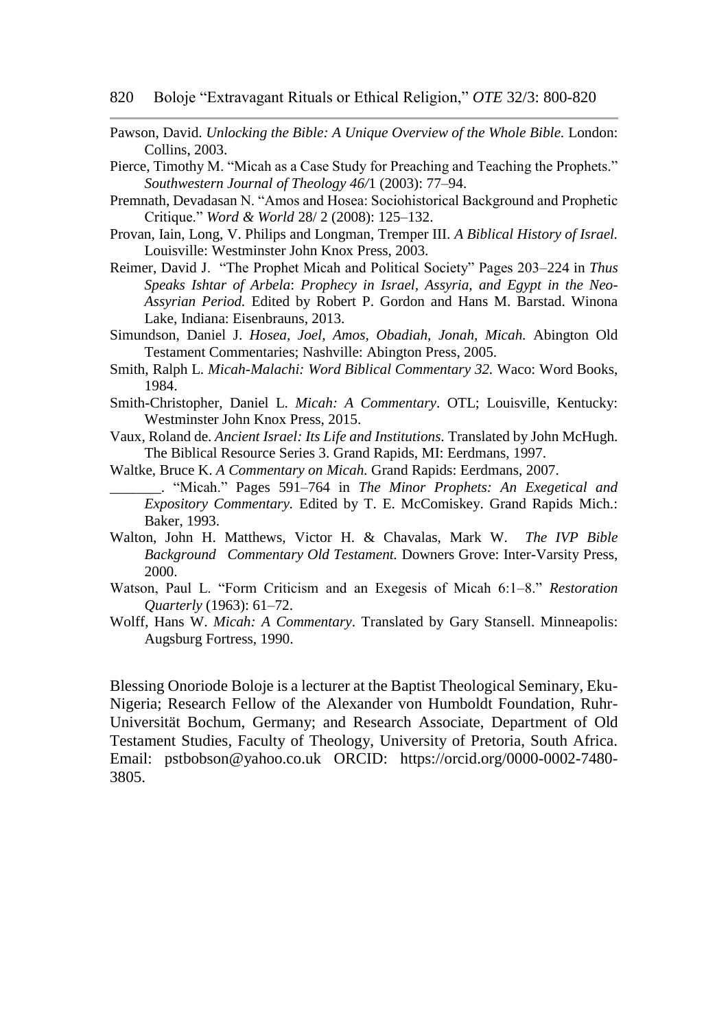Pawson, David. *Unlocking the Bible: A Unique Overview of the Whole Bible.* London: Collins, 2003.

Pierce, Timothy M. "Micah as a Case Study for Preaching and Teaching the Prophets." *Southwestern Journal of Theology 46/*1 (2003): 77–94.

Premnath, Devadasan N. "Amos and Hosea: Sociohistorical Background and Prophetic Critique." *Word & World* 28/ 2 (2008): 125–132.

Provan, Iain, Long, V. Philips and Longman, Tremper III. *A Biblical History of Israel.* Louisville: Westminster John Knox Press, 2003.

Reimer, David J. "The Prophet Micah and Political Society" Pages 203–224 in *Thus Speaks Ishtar of Arbela*: *Prophecy in Israel, Assyria, and Egypt in the Neo-Assyrian Period.* Edited by Robert P. Gordon and Hans M. Barstad. Winona Lake, Indiana: Eisenbrauns, 2013.

Simundson, Daniel J. *Hosea, Joel, Amos, Obadiah, Jonah, Micah.* Abington Old Testament Commentaries; Nashville: Abington Press, 2005.

Smith, Ralph L. *Micah-Malachi: Word Biblical Commentary 32.* Waco: Word Books, 1984.

Smith-Christopher, Daniel L. *Micah: A Commentary*. OTL; Louisville, Kentucky: Westminster John Knox Press, 2015.

Vaux, Roland de. *Ancient Israel: Its Life and Institutions.* Translated by John McHugh. The Biblical Resource Series 3. Grand Rapids, MI: Eerdmans, 1997.

Waltke, Bruce K. *A Commentary on Micah.* Grand Rapids: Eerdmans, 2007.

_______. "Micah." Pages 591–764 in *The Minor Prophets: An Exegetical and Expository Commentary.* Edited by T. E. McComiskey. Grand Rapids Mich.: Baker, 1993.

Walton, John H. Matthews, Victor H. & Chavalas, Mark W. *The IVP Bible Background Commentary Old Testament.* Downers Grove: Inter-Varsity Press, 2000.

Watson, Paul L. "Form Criticism and an Exegesis of Micah 6:1–8." *Restoration Quarterly* (1963): 61–72.

Wolff, Hans W. *Micah: A Commentary*. Translated by Gary Stansell. Minneapolis: Augsburg Fortress, 1990.

Blessing Onoriode Boloje is a lecturer at the Baptist Theological Seminary, Eku-Nigeria; Research Fellow of the Alexander von Humboldt Foundation, Ruhr-Universität Bochum, Germany; and Research Associate, Department of Old Testament Studies, Faculty of Theology, University of Pretoria, South Africa. Email: pstbobson@yahoo.co.uk ORCID: https://orcid.org/0000-0002-7480-3805.